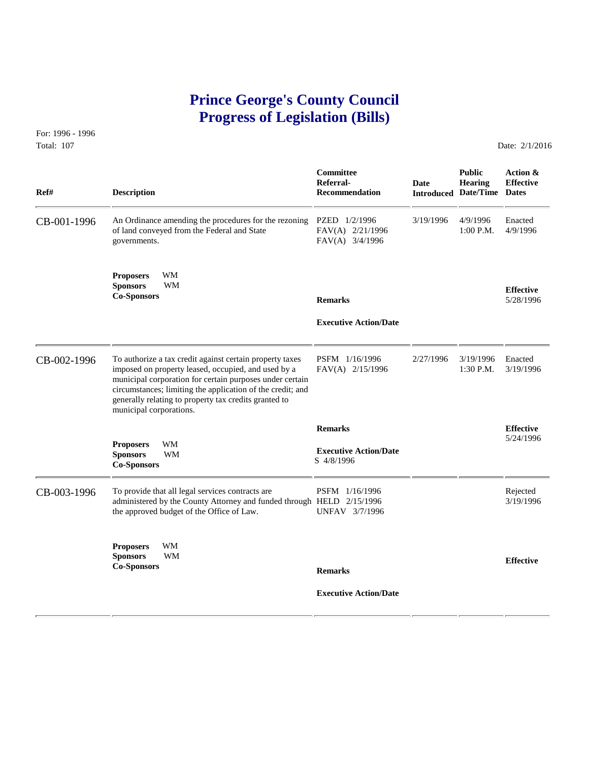# Prince George's County Council
# Progress of Legislation (Bills)

For: 1996 - 1996
Total: 107

Date: 2/1/2016

| Ref# | Description | Committee Referral-Recommendation | Date Introduced | Public Hearing Date/Time | Action & Effective Dates |
|---|---|---|---|---|---|
| CB-001-1996 | An Ordinance amending the procedures for the rezoning of land conveyed from the Federal and State governments. | PZED 1/2/1996<br>FAV(A) 2/21/1996<br>FAV(A) 3/4/1996 | 3/19/1996 | 4/9/1996<br>1:00 P.M. | Enacted<br>4/9/1996 |
| | **Proposers** WM<br>**Sponsors** WM<br>**Co-Sponsors** | **Remarks**<br><br>**Executive Action/Date** | | | **Effective**<br>5/28/1996 |
| CB-002-1996 | To authorize a tax credit against certain property taxes imposed on property leased, occupied, and used by a municipal corporation for certain purposes under certain circumstances; limiting the application of the credit; and generally relating to property tax credits granted to municipal corporations. | PSFM 1/16/1996<br>FAV(A) 2/15/1996 | 2/27/1996 | 3/19/1996<br>1:30 P.M. | Enacted<br>3/19/1996 |
| | **Proposers** WM<br>**Sponsors** WM<br>**Co-Sponsors** | **Remarks**<br><br>**Executive Action/Date**<br>S 4/8/1996 | | | **Effective**<br>5/24/1996 |
| CB-003-1996 | To provide that all legal services contracts are administered by the County Attorney and funded through the approved budget of the Office of Law. | PSFM 1/16/1996<br>HELD 2/15/1996<br>UNFAV 3/7/1996 | | | Rejected<br>3/19/1996 |
| | **Proposers** WM<br>**Sponsors** WM<br>**Co-Sponsors** | **Remarks**<br><br>**Executive Action/Date** | | | **Effective** |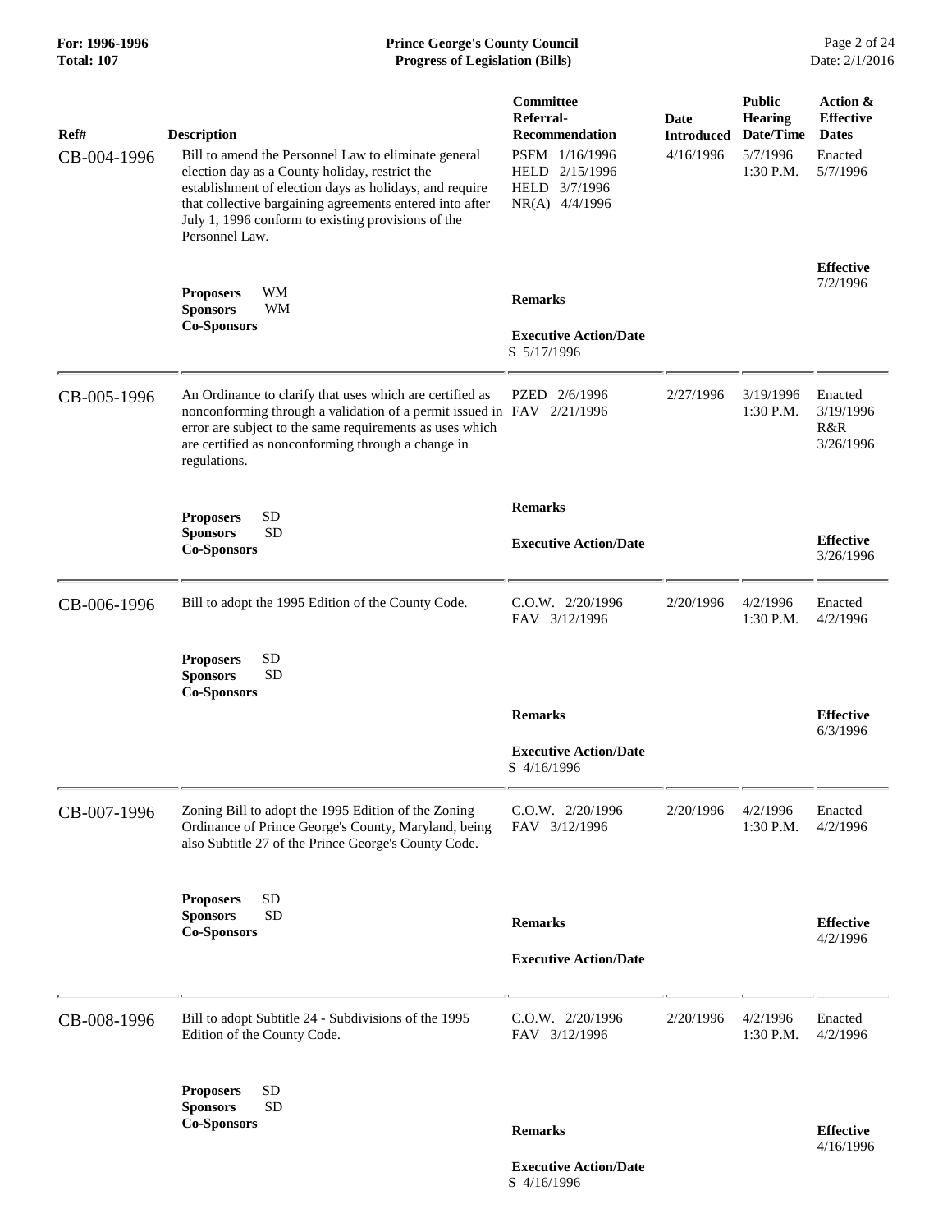| Ref# | Description | Committee Referral-Recommendation | Date Introduced | Public Hearing Date/Time | Action & Effective Dates |
|---|---|---|---|---|---|
| CB-004-1996 | Bill to amend the Personnel Law to eliminate general election day as a County holiday, restrict the establishment of election days as holidays, and require that collective bargaining agreements entered into after July 1, 1996 conform to existing provisions of the Personnel Law. | PSFM 1/16/1996<br>HELD 2/15/1996<br>HELD 3/7/1996<br>NR(A) 4/4/1996 | 4/16/1996 | 5/7/1996<br>1:30 P.M. | Enacted<br>5/7/1996 |
| | **Proposers** WM<br>**Sponsors** WM<br>**Co-Sponsors** | **Remarks**<br><br>**Executive Action/Date**<br>S 5/17/1996 | | | **Effective**<br>7/2/1996 |
| CB-005-1996 | An Ordinance to clarify that uses which are certified as nonconforming through a validation of a permit issued in error are subject to the same requirements as uses which are certified as nonconforming through a change in regulations. | PZED 2/6/1996<br>FAV 2/21/1996 | 2/27/1996 | 3/19/1996<br>1:30 P.M. | Enacted<br>3/19/1996<br>R&R<br>3/26/1996 |
| | **Proposers** SD<br>**Sponsors** SD<br>**Co-Sponsors** | **Remarks**<br><br>**Executive Action/Date** | | | **Effective**<br>3/26/1996 |
| CB-006-1996 | Bill to adopt the 1995 Edition of the County Code. | C.O.W. 2/20/1996<br>FAV 3/12/1996 | 2/20/1996 | 4/2/1996<br>1:30 P.M. | Enacted<br>4/2/1996 |
| | **Proposers** SD<br>**Sponsors** SD<br>**Co-Sponsors** | **Remarks**<br><br>**Executive Action/Date**<br>S 4/16/1996 | | | **Effective**<br>6/3/1996 |
| CB-007-1996 | Zoning Bill to adopt the 1995 Edition of the Zoning Ordinance of Prince George's County, Maryland, being also Subtitle 27 of the Prince George's County Code. | C.O.W. 2/20/1996<br>FAV 3/12/1996 | 2/20/1996 | 4/2/1996<br>1:30 P.M. | Enacted<br>4/2/1996 |
| | **Proposers** SD<br>**Sponsors** SD<br>**Co-Sponsors** | **Remarks**<br><br>**Executive Action/Date** | | | **Effective**<br>4/2/1996 |
| CB-008-1996 | Bill to adopt Subtitle 24 - Subdivisions of the 1995 Edition of the County Code. | C.O.W. 2/20/1996<br>FAV 3/12/1996 | 2/20/1996 | 4/2/1996<br>1:30 P.M. | Enacted<br>4/2/1996 |
| | **Proposers** SD<br>**Sponsors** SD<br>**Co-Sponsors** | **Remarks**<br><br>**Executive Action/Date**<br>S 4/16/1996 | | | **Effective**<br>4/16/1996 |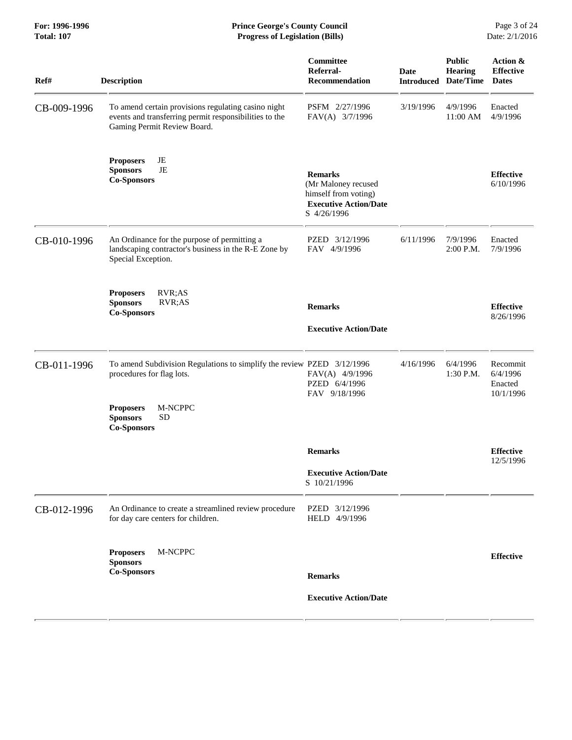| Ref# | Description | Committee Referral-Recommendation | Date Introduced | Public Hearing Date/Time | Action & Effective Dates |
|---|---|---|---|---|---|
| CB-009-1996 | To amend certain provisions regulating casino night events and transferring permit responsibilities to the Gaming Permit Review Board.<br><br>**Proposers** JE<br>**Sponsors** JE<br>**Co-Sponsors** | PSFM 2/27/1996<br>FAV(A) 3/7/1996<br><br>**Remarks**<br>(Mr Maloney recused himself from voting)<br>**Executive Action/Date**<br>S 4/26/1996 | 3/19/1996 | 4/9/1996<br>11:00 AM | Enacted<br>4/9/1996<br><br>**Effective**<br>6/10/1996 |
| CB-010-1996 | An Ordinance for the purpose of permitting a landscaping contractor's business in the R-E Zone by Special Exception.<br><br>**Proposers** RVR;AS<br>**Sponsors** RVR;AS<br>**Co-Sponsors** | PZED 3/12/1996<br>FAV 4/9/1996<br><br>**Remarks**<br><br>**Executive Action/Date** | 6/11/1996 | 7/9/1996<br>2:00 P.M. | Enacted<br>7/9/1996<br><br>**Effective**<br>8/26/1996 |
| CB-011-1996 | To amend Subdivision Regulations to simplify the review procedures for flag lots.<br><br>**Proposers** M-NCPPC<br>**Sponsors** SD<br>**Co-Sponsors** | PZED 3/12/1996<br>FAV(A) 4/9/1996<br>PZED 6/4/1996<br>FAV 9/18/1996<br><br>**Remarks**<br><br>**Executive Action/Date**<br>S 10/21/1996 | 4/16/1996 | 6/4/1996<br>1:30 P.M. | Recommit<br>6/4/1996<br>Enacted<br>10/1/1996<br><br>**Effective**<br>12/5/1996 |
| CB-012-1996 | An Ordinance to create a streamlined review procedure for day care centers for children.<br><br>**Proposers** M-NCPPC<br>**Sponsors**<br>**Co-Sponsors** | PZED 3/12/1996<br>HELD 4/9/1996<br><br>**Remarks**<br><br>**Executive Action/Date** | | | **Effective** |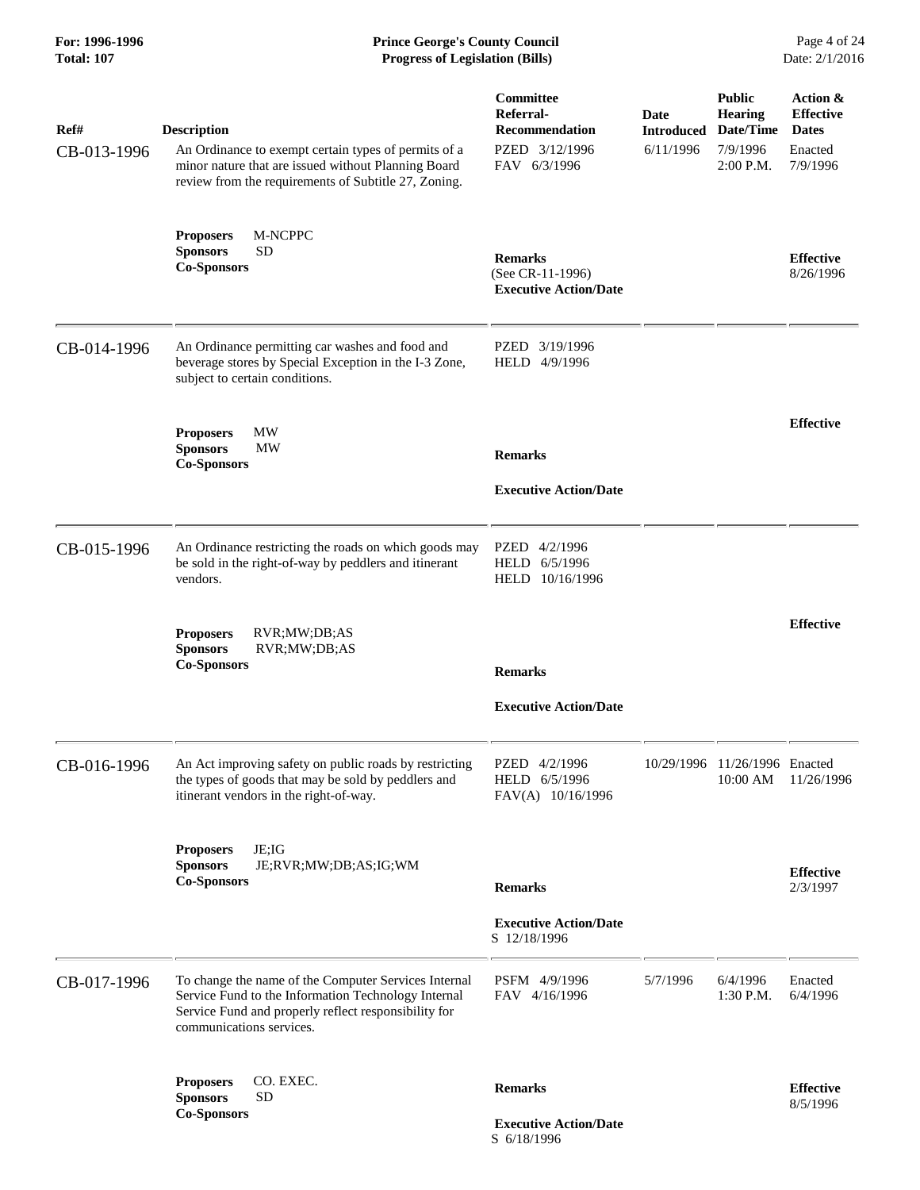| Ref# | Description | Committee Referral-Recommendation | Date Introduced | Public Hearing Date/Time | Action & Effective Dates |
|---|---|---|---|---|---|
| CB-013-1996 | An Ordinance to exempt certain types of permits of a minor nature that are issued without Planning Board review from the requirements of Subtitle 27, Zoning. | PZED 3/12/1996<br>FAV 6/3/1996 | 6/11/1996 | 7/9/1996<br>2:00 P.M. | Enacted<br>7/9/1996 |
| | **Proposers** M-NCPPC<br>**Sponsors** SD<br>**Co-Sponsors** | **Remarks**<br>(See CR-11-1996)<br>**Executive Action/Date** | | | **Effective**<br>8/26/1996 |
| CB-014-1996 | An Ordinance permitting car washes and food and beverage stores by Special Exception in the I-3 Zone, subject to certain conditions. | PZED 3/19/1996<br>HELD 4/9/1996 | | | |
| | **Proposers** MW<br>**Sponsors** MW<br>**Co-Sponsors** | **Remarks**<br>**Executive Action/Date** | | | **Effective** |
| CB-015-1996 | An Ordinance restricting the roads on which goods may be sold in the right-of-way by peddlers and itinerant vendors. | PZED 4/2/1996<br>HELD 6/5/1996<br>HELD 10/16/1996 | | | |
| | **Proposers** RVR;MW;DB;AS<br>**Sponsors** RVR;MW;DB;AS<br>**Co-Sponsors** | **Remarks**<br>**Executive Action/Date** | | | **Effective** |
| CB-016-1996 | An Act improving safety on public roads by restricting the types of goods that may be sold by peddlers and itinerant vendors in the right-of-way. | PZED 4/2/1996<br>HELD 6/5/1996<br>FAV(A) 10/16/1996 | 10/29/1996 | 11/26/1996<br>10:00 AM | Enacted<br>11/26/1996 |
| | **Proposers** JE;IG<br>**Sponsors** JE;RVR;MW;DB;AS;IG;WM<br>**Co-Sponsors** | **Remarks**<br>**Executive Action/Date**<br>S 12/18/1996 | | | **Effective**<br>2/3/1997 |
| CB-017-1996 | To change the name of the Computer Services Internal Service Fund to the Information Technology Internal Service Fund and properly reflect responsibility for communications services. | PSFM 4/9/1996<br>FAV 4/16/1996 | 5/7/1996 | 6/4/1996<br>1:30 P.M. | Enacted<br>6/4/1996 |
| | **Proposers** CO. EXEC.<br>**Sponsors** SD<br>**Co-Sponsors** | **Remarks**<br>**Executive Action/Date**<br>S 6/18/1996 | | | **Effective**<br>8/5/1996 |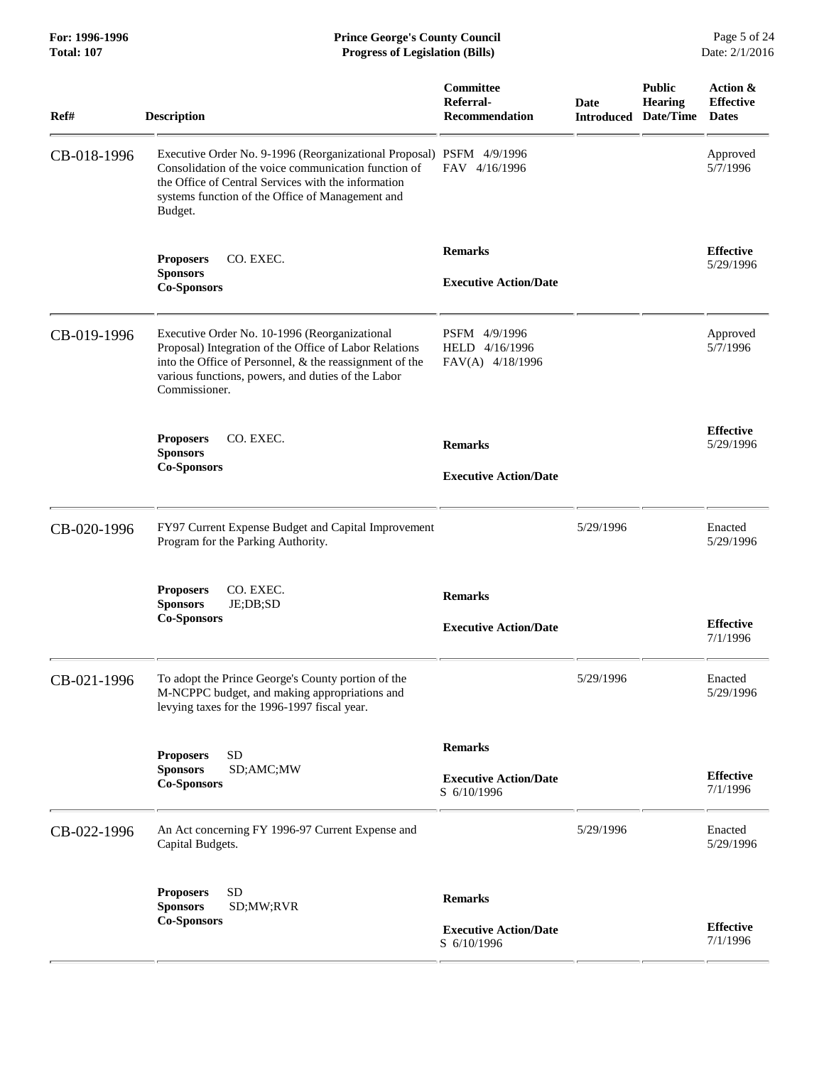| Ref# | Description | Committee Referral-Recommendation | Date Introduced | Public Hearing Date/Time | Action & Effective Dates |
|---|---|---|---|---|---|
| CB-018-1996 | Executive Order No. 9-1996 (Reorganizational Proposal) Consolidation of the voice communication function of the Office of Central Services with the information systems function of the Office of Management and Budget. | PSFM 4/9/1996<br>FAV 4/16/1996 | | | Approved 5/7/1996 |
| | **Proposers** CO. EXEC.<br>**Sponsors**<br>**Co-Sponsors** | **Remarks**<br><br>**Executive Action/Date** | | | **Effective** 5/29/1996 |
| CB-019-1996 | Executive Order No. 10-1996 (Reorganizational Proposal) Integration of the Office of Labor Relations into the Office of Personnel, & the reassignment of the various functions, powers, and duties of the Labor Commissioner. | PSFM 4/9/1996<br>HELD 4/16/1996<br>FAV(A) 4/18/1996 | | | Approved 5/7/1996 |
| | **Proposers** CO. EXEC.<br>**Sponsors**<br>**Co-Sponsors** | **Remarks**<br><br>**Executive Action/Date** | | | **Effective** 5/29/1996 |
| CB-020-1996 | FY97 Current Expense Budget and Capital Improvement Program for the Parking Authority. | | 5/29/1996 | | Enacted 5/29/1996 |
| | **Proposers** CO. EXEC.<br>**Sponsors** JE;DB;SD<br>**Co-Sponsors** | **Remarks**<br><br>**Executive Action/Date** | | | **Effective** 7/1/1996 |
| CB-021-1996 | To adopt the Prince George's County portion of the M-NCPPC budget, and making appropriations and levying taxes for the 1996-1997 fiscal year. | | 5/29/1996 | | Enacted 5/29/1996 |
| | **Proposers** SD<br>**Sponsors** SD;AMC;MW<br>**Co-Sponsors** | **Remarks**<br><br>**Executive Action/Date**<br>S 6/10/1996 | | | **Effective** 7/1/1996 |
| CB-022-1996 | An Act concerning FY 1996-97 Current Expense and Capital Budgets. | | 5/29/1996 | | Enacted 5/29/1996 |
| | **Proposers** SD<br>**Sponsors** SD;MW;RVR<br>**Co-Sponsors** | **Remarks**<br><br>**Executive Action/Date**<br>S 6/10/1996 | | | **Effective** 7/1/1996 |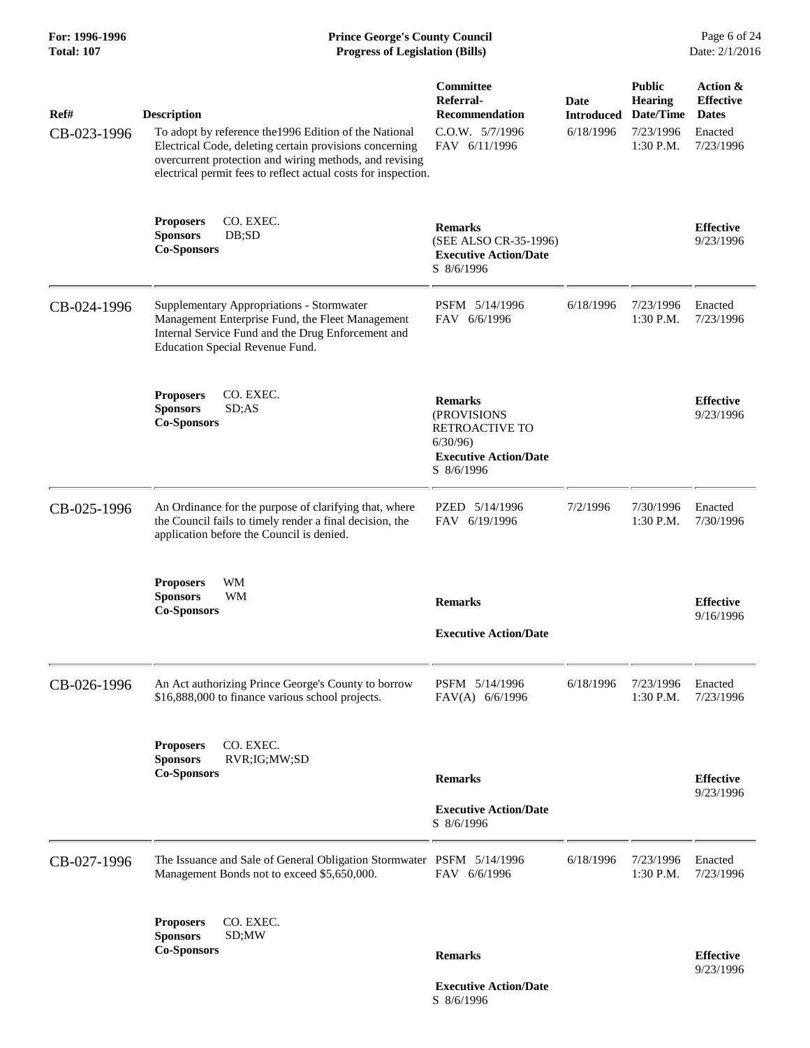| Ref# | Description | Committee Referral-Recommendation | Date Introduced | Public Hearing Date/Time | Action & Effective Dates |
|---|---|---|---|---|---|
| CB-023-1996 | To adopt by reference the1996 Edition of the National Electrical Code, deleting certain provisions concerning overcurrent protection and wiring methods, and revising electrical permit fees to reflect actual costs for inspection. | C.O.W. 5/7/1996<br>FAV 6/11/1996 | 6/18/1996 | 7/23/1996<br>1:30 P.M. | Enacted<br>7/23/1996 |
| | **Proposers** CO. EXEC.<br>**Sponsors** DB;SD<br>**Co-Sponsors** | **Remarks**<br>(SEE ALSO CR-35-1996)<br>**Executive Action/Date**<br>S 8/6/1996 | | | **Effective**<br>9/23/1996 |
| CB-024-1996 | Supplementary Appropriations - Stormwater Management Enterprise Fund, the Fleet Management Internal Service Fund and the Drug Enforcement and Education Special Revenue Fund. | PSFM 5/14/1996<br>FAV 6/6/1996 | 6/18/1996 | 7/23/1996<br>1:30 P.M. | Enacted<br>7/23/1996 |
| | **Proposers** CO. EXEC.<br>**Sponsors** SD;AS<br>**Co-Sponsors** | **Remarks**<br>(PROVISIONS RETROACTIVE TO 6/30/96)<br>**Executive Action/Date**<br>S 8/6/1996 | | | **Effective**<br>9/23/1996 |
| CB-025-1996 | An Ordinance for the purpose of clarifying that, where the Council fails to timely render a final decision, the application before the Council is denied. | PZED 5/14/1996<br>FAV 6/19/1996 | 7/2/1996 | 7/30/1996<br>1:30 P.M. | Enacted<br>7/30/1996 |
| | **Proposers** WM<br>**Sponsors** WM<br>**Co-Sponsors** | **Remarks**<br>**Executive Action/Date** | | | **Effective**<br>9/16/1996 |
| CB-026-1996 | An Act authorizing Prince George's County to borrow $16,888,000 to finance various school projects. | PSFM 5/14/1996<br>FAV(A) 6/6/1996 | 6/18/1996 | 7/23/1996<br>1:30 P.M. | Enacted<br>7/23/1996 |
| | **Proposers** CO. EXEC.<br>**Sponsors** RVR;IG;MW;SD<br>**Co-Sponsors** | **Remarks**<br>**Executive Action/Date**<br>S 8/6/1996 | | | **Effective**<br>9/23/1996 |
| CB-027-1996 | The Issuance and Sale of General Obligation Stormwater Management Bonds not to exceed $5,650,000. | PSFM 5/14/1996<br>FAV 6/6/1996 | 6/18/1996 | 7/23/1996<br>1:30 P.M. | Enacted<br>7/23/1996 |
| | **Proposers** CO. EXEC.<br>**Sponsors** SD;MW<br>**Co-Sponsors** | **Remarks**<br>**Executive Action/Date**<br>S 8/6/1996 | | | **Effective**<br>9/23/1996 |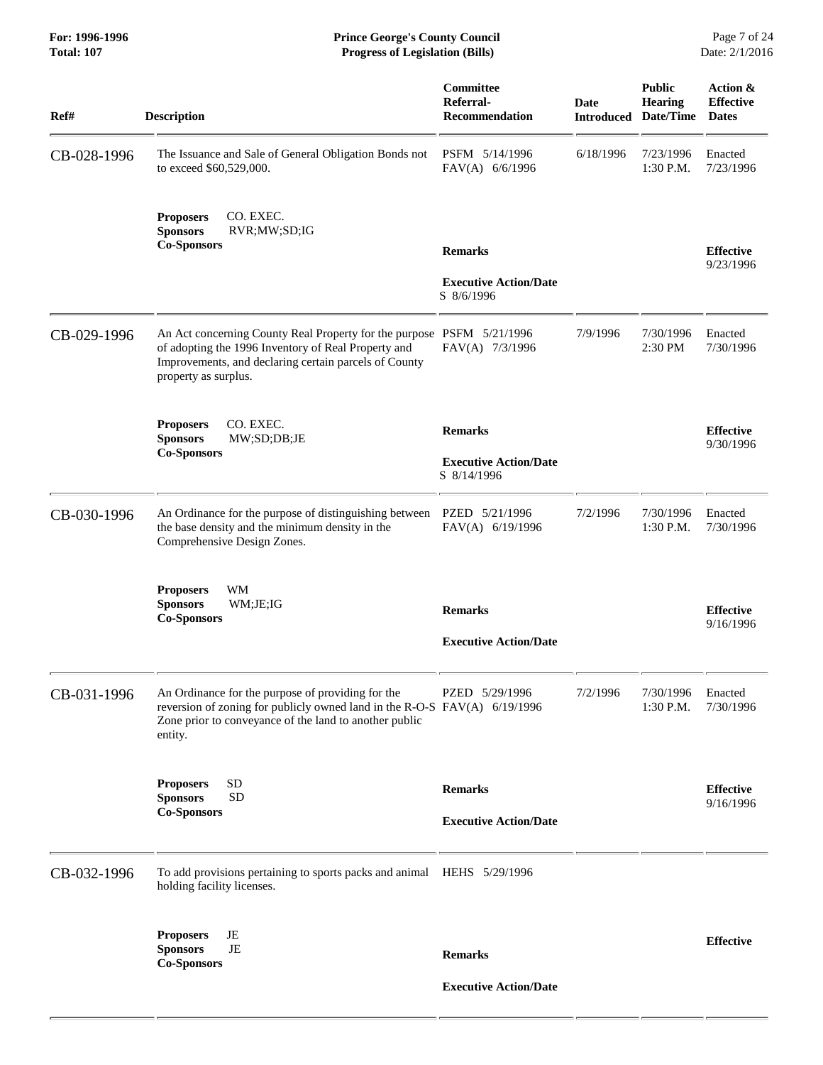| Ref# | Description | Committee Referral-Recommendation | Date Introduced | Public Hearing Date/Time | Action & Effective Dates |
|---|---|---|---|---|---|
| CB-028-1996 | The Issuance and Sale of General Obligation Bonds not to exceed $60,529,000.<br><br>**Proposers** CO. EXEC.<br>**Sponsors** RVR;MW;SD;IG<br>**Co-Sponsors** | PSFM 5/14/1996<br>FAV(A) 6/6/1996<br><br>**Remarks**<br><br>**Executive Action/Date**<br>S 8/6/1996 | 6/18/1996 | 7/23/1996<br>1:30 P.M. | Enacted<br>7/23/1996<br><br>**Effective**<br>9/23/1996 |
| CB-029-1996 | An Act concerning County Real Property for the purpose of adopting the 1996 Inventory of Real Property and Improvements, and declaring certain parcels of County property as surplus.<br><br>**Proposers** CO. EXEC.<br>**Sponsors** MW;SD;DB;JE<br>**Co-Sponsors** | PSFM 5/21/1996<br>FAV(A) 7/3/1996<br><br>**Remarks**<br><br>**Executive Action/Date**<br>S 8/14/1996 | 7/9/1996 | 7/30/1996<br>2:30 PM | Enacted<br>7/30/1996<br><br>**Effective**<br>9/30/1996 |
| CB-030-1996 | An Ordinance for the purpose of distinguishing between the base density and the minimum density in the Comprehensive Design Zones.<br><br>**Proposers** WM<br>**Sponsors** WM;JE;IG<br>**Co-Sponsors** | PZED 5/21/1996<br>FAV(A) 6/19/1996<br><br>**Remarks**<br><br>**Executive Action/Date** | 7/2/1996 | 7/30/1996<br>1:30 P.M. | Enacted<br>7/30/1996<br><br>**Effective**<br>9/16/1996 |
| CB-031-1996 | An Ordinance for the purpose of providing for the reversion of zoning for publicly owned land in the R-O-S Zone prior to conveyance of the land to another public entity.<br><br>**Proposers** SD<br>**Sponsors** SD<br>**Co-Sponsors** | PZED 5/29/1996<br>FAV(A) 6/19/1996<br><br>**Remarks**<br><br>**Executive Action/Date** | 7/2/1996 | 7/30/1996<br>1:30 P.M. | Enacted<br>7/30/1996<br><br>**Effective**<br>9/16/1996 |
| CB-032-1996 | To add provisions pertaining to sports packs and animal holding facility licenses.<br><br>**Proposers** JE<br>**Sponsors** JE<br>**Co-Sponsors** | HEHS 5/29/1996<br><br>**Remarks**<br><br>**Executive Action/Date** | | | **Effective** |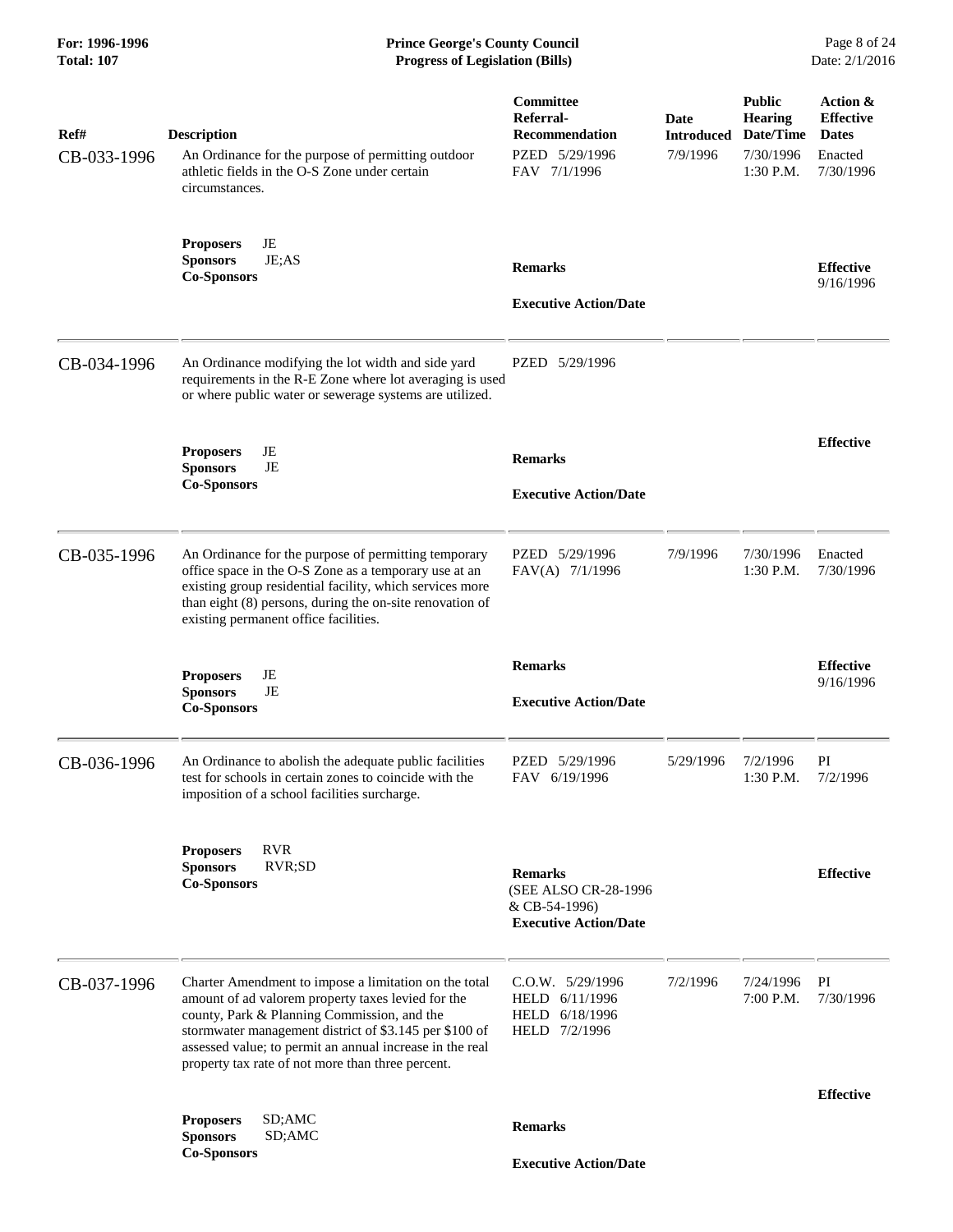| Ref# | Description | Committee Referral-Recommendation | Date Introduced | Public Hearing Date/Time | Action & Effective Dates |
|---|---|---|---|---|---|
| CB-033-1996 | An Ordinance for the purpose of permitting outdoor athletic fields in the O-S Zone under certain circumstances. | PZED 5/29/1996<br>FAV 7/1/1996 | 7/9/1996 | 7/30/1996<br>1:30 P.M. | Enacted<br>7/30/1996 |
| | **Proposers** JE<br>**Sponsors** JE;AS<br>**Co-Sponsors** | **Remarks**<br><br>**Executive Action/Date** | | | **Effective**<br>9/16/1996 |
| CB-034-1996 | An Ordinance modifying the lot width and side yard requirements in the R-E Zone where lot averaging is used or where public water or sewerage systems are utilized. | PZED 5/29/1996 | | | |
| | **Proposers** JE<br>**Sponsors** JE<br>**Co-Sponsors** | **Remarks**<br><br>**Executive Action/Date** | | | **Effective** |
| CB-035-1996 | An Ordinance for the purpose of permitting temporary office space in the O-S Zone as a temporary use at an existing group residential facility, which services more than eight (8) persons, during the on-site renovation of existing permanent office facilities. | PZED 5/29/1996<br>FAV(A) 7/1/1996 | 7/9/1996 | 7/30/1996<br>1:30 P.M. | Enacted<br>7/30/1996 |
| | **Proposers** JE<br>**Sponsors** JE<br>**Co-Sponsors** | **Remarks**<br><br>**Executive Action/Date** | | | **Effective**<br>9/16/1996 |
| CB-036-1996 | An Ordinance to abolish the adequate public facilities test for schools in certain zones to coincide with the imposition of a school facilities surcharge. | PZED 5/29/1996<br>FAV 6/19/1996 | 5/29/1996 | 7/2/1996<br>1:30 P.M. | PI<br>7/2/1996 |
| | **Proposers** RVR<br>**Sponsors** RVR;SD<br>**Co-Sponsors** | **Remarks**<br>(SEE ALSO CR-28-1996 & CB-54-1996)<br>**Executive Action/Date** | | | **Effective** |
| CB-037-1996 | Charter Amendment to impose a limitation on the total amount of ad valorem property taxes levied for the county, Park & Planning Commission, and the stormwater management district of $3.145 per $100 of assessed value; to permit an annual increase in the real property tax rate of not more than three percent. | C.O.W. 5/29/1996<br>HELD 6/11/1996<br>HELD 6/18/1996<br>HELD 7/2/1996 | 7/2/1996 | 7/24/1996<br>7:00 P.M. | PI<br>7/30/1996 |
| | **Proposers** SD;AMC<br>**Sponsors** SD;AMC<br>**Co-Sponsors** | **Remarks**<br><br>**Executive Action/Date** | | | **Effective** |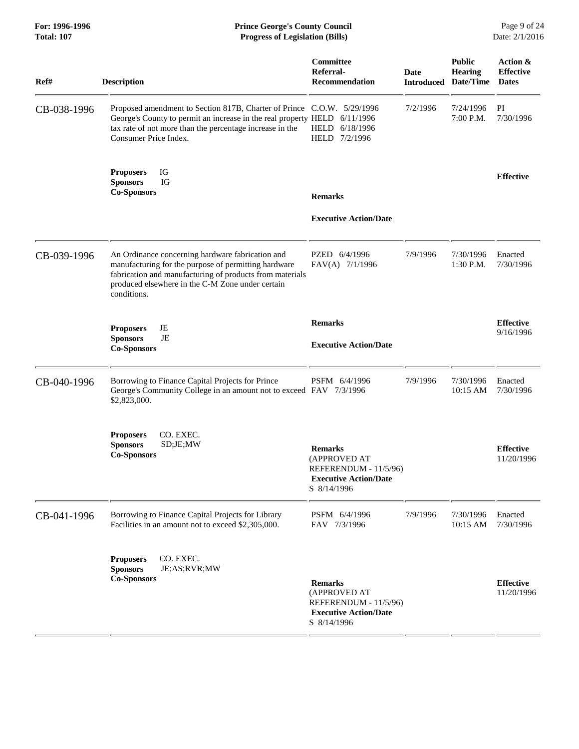| Ref# | Description | Committee Referral-Recommendation | Date Introduced | Public Hearing Date/Time | Action & Effective Dates |
|---|---|---|---|---|---|
| CB-038-1996 | Proposed amendment to Section 817B, Charter of Prince George's County to permit an increase in the real property tax rate of not more than the percentage increase in the Consumer Price Index. | C.O.W. 5/29/1996<br>HELD 6/11/1996<br>HELD 6/18/1996<br>HELD 7/2/1996 | 7/2/1996 | 7/24/1996 7:00 P.M. | PI 7/30/1996 |
| | **Proposers** IG<br>**Sponsors** IG<br>**Co-Sponsors** | **Remarks**<br><br>**Executive Action/Date** | | | **Effective** |
| CB-039-1996 | An Ordinance concerning hardware fabrication and manufacturing for the purpose of permitting hardware fabrication and manufacturing of products from materials produced elsewhere in the C-M Zone under certain conditions. | PZED 6/4/1996<br>FAV(A) 7/1/1996 | 7/9/1996 | 7/30/1996 1:30 P.M. | Enacted 7/30/1996 |
| | **Proposers** JE<br>**Sponsors** JE<br>**Co-Sponsors** | **Remarks**<br><br>**Executive Action/Date** | | | **Effective** 9/16/1996 |
| CB-040-1996 | Borrowing to Finance Capital Projects for Prince George's Community College in an amount not to exceed $2,823,000. | PSFM 6/4/1996<br>FAV 7/3/1996 | 7/9/1996 | 7/30/1996 10:15 AM | Enacted 7/30/1996 |
| | **Proposers** CO. EXEC.<br>**Sponsors** SD;JE;MW<br>**Co-Sponsors** | **Remarks**<br>(APPROVED AT REFERENDUM - 11/5/96)<br>**Executive Action/Date**<br>S 8/14/1996 | | | **Effective** 11/20/1996 |
| CB-041-1996 | Borrowing to Finance Capital Projects for Library Facilities in an amount not to exceed $2,305,000. | PSFM 6/4/1996<br>FAV 7/3/1996 | 7/9/1996 | 7/30/1996 10:15 AM | Enacted 7/30/1996 |
| | **Proposers** CO. EXEC.<br>**Sponsors** JE;AS;RVR;MW<br>**Co-Sponsors** | **Remarks**<br>(APPROVED AT REFERENDUM - 11/5/96)<br>**Executive Action/Date**<br>S 8/14/1996 | | | **Effective** 11/20/1996 |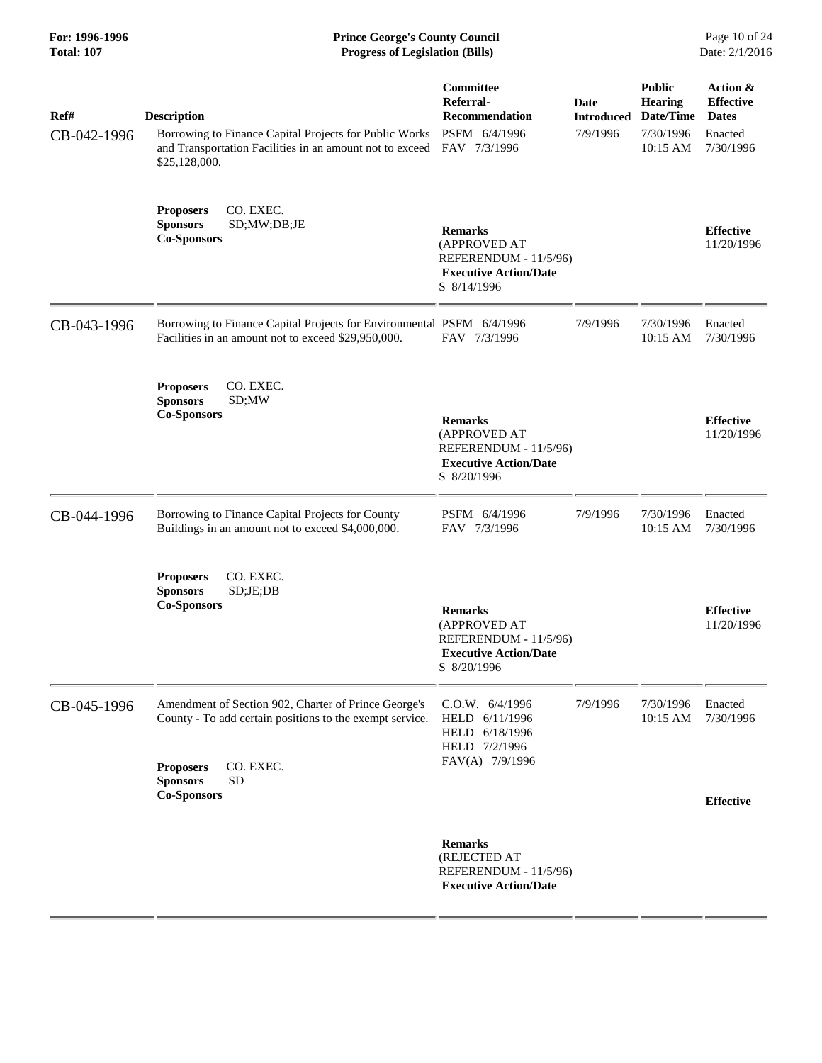| Ref# | Description | Committee Referral-Recommendation | Date Introduced | Public Hearing Date/Time | Action & Effective Dates |
|---|---|---|---|---|---|
| CB-042-1996 | Borrowing to Finance Capital Projects for Public Works and Transportation Facilities in an amount not to exceed $25,128,000. | PSFM 6/4/1996<br>FAV 7/3/1996 | 7/9/1996 | 7/30/1996<br>10:15 AM | Enacted<br>7/30/1996 |
| | **Proposers** CO. EXEC.<br>**Sponsors** SD;MW;DB;JE<br>**Co-Sponsors** | **Remarks**<br>(APPROVED AT REFERENDUM - 11/5/96)<br>**Executive Action/Date**<br>S 8/14/1996 | | | **Effective**<br>11/20/1996 |
| CB-043-1996 | Borrowing to Finance Capital Projects for Environmental Facilities in an amount not to exceed $29,950,000. | PSFM 6/4/1996<br>FAV 7/3/1996 | 7/9/1996 | 7/30/1996<br>10:15 AM | Enacted<br>7/30/1996 |
| | **Proposers** CO. EXEC.<br>**Sponsors** SD;MW<br>**Co-Sponsors** | **Remarks**<br>(APPROVED AT REFERENDUM - 11/5/96)<br>**Executive Action/Date**<br>S 8/20/1996 | | | **Effective**<br>11/20/1996 |
| CB-044-1996 | Borrowing to Finance Capital Projects for County Buildings in an amount not to exceed $4,000,000. | PSFM 6/4/1996<br>FAV 7/3/1996 | 7/9/1996 | 7/30/1996<br>10:15 AM | Enacted<br>7/30/1996 |
| | **Proposers** CO. EXEC.<br>**Sponsors** SD;JE;DB<br>**Co-Sponsors** | **Remarks**<br>(APPROVED AT REFERENDUM - 11/5/96)<br>**Executive Action/Date**<br>S 8/20/1996 | | | **Effective**<br>11/20/1996 |
| CB-045-1996 | Amendment of Section 902, Charter of Prince George's County - To add certain positions to the exempt service. | C.O.W. 6/4/1996<br>HELD 6/11/1996<br>HELD 6/18/1996<br>HELD 7/2/1996<br>FAV(A) 7/9/1996 | 7/9/1996 | 7/30/1996<br>10:15 AM | Enacted<br>7/30/1996 |
| | **Proposers** CO. EXEC.<br>**Sponsors** SD<br>**Co-Sponsors** | **Remarks**<br>(REJECTED AT REFERENDUM - 11/5/96)<br>**Executive Action/Date** | | | **Effective** |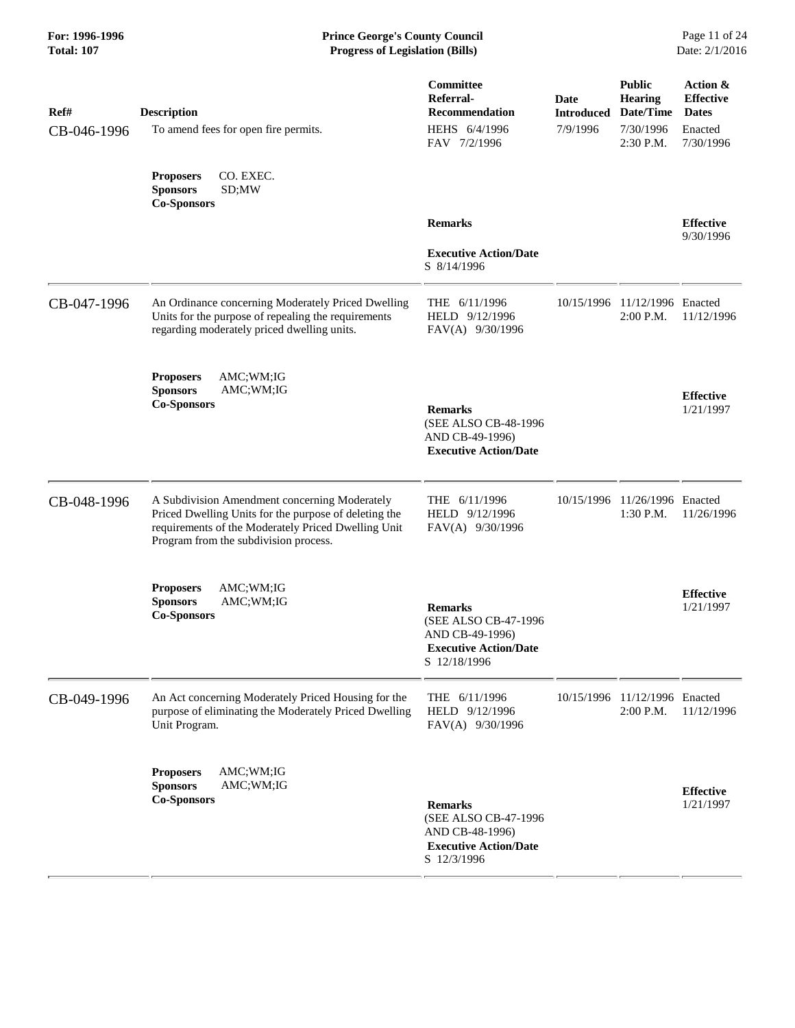| Ref# | Description | Committee Referral-Recommendation | Date Introduced | Public Hearing Date/Time | Action & Effective Dates |
|---|---|---|---|---|---|
| CB-046-1996 | To amend fees for open fire permits. | HEHS 6/4/1996<br>FAV 7/2/1996 | 7/9/1996 | 7/30/1996<br>2:30 P.M. | Enacted<br>7/30/1996 |
| | **Proposers** CO. EXEC.<br>**Sponsors** SD;MW<br>**Co-Sponsors** | **Remarks**<br><br>**Executive Action/Date**<br>S 8/14/1996 | | | **Effective**<br>9/30/1996 |
| CB-047-1996 | An Ordinance concerning Moderately Priced Dwelling Units for the purpose of repealing the requirements regarding moderately priced dwelling units. | THE 6/11/1996<br>HELD 9/12/1996<br>FAV(A) 9/30/1996 | 10/15/1996 | 11/12/1996<br>2:00 P.M. | Enacted<br>11/12/1996 |
| | **Proposers** AMC;WM;IG<br>**Sponsors** AMC;WM;IG<br>**Co-Sponsors** | **Remarks**<br>(SEE ALSO CB-48-1996 AND CB-49-1996)<br>**Executive Action/Date** | | | **Effective**<br>1/21/1997 |
| CB-048-1996 | A Subdivision Amendment concerning Moderately Priced Dwelling Units for the purpose of deleting the requirements of the Moderately Priced Dwelling Unit Program from the subdivision process. | THE 6/11/1996<br>HELD 9/12/1996<br>FAV(A) 9/30/1996 | 10/15/1996 | 11/26/1996<br>1:30 P.M. | Enacted<br>11/26/1996 |
| | **Proposers** AMC;WM;IG<br>**Sponsors** AMC;WM;IG<br>**Co-Sponsors** | **Remarks**<br>(SEE ALSO CB-47-1996 AND CB-49-1996)<br>**Executive Action/Date**<br>S 12/18/1996 | | | **Effective**<br>1/21/1997 |
| CB-049-1996 | An Act concerning Moderately Priced Housing for the purpose of eliminating the Moderately Priced Dwelling Unit Program. | THE 6/11/1996<br>HELD 9/12/1996<br>FAV(A) 9/30/1996 | 10/15/1996 | 11/12/1996<br>2:00 P.M. | Enacted<br>11/12/1996 |
| | **Proposers** AMC;WM;IG<br>**Sponsors** AMC;WM;IG<br>**Co-Sponsors** | **Remarks**<br>(SEE ALSO CB-47-1996 AND CB-48-1996)<br>**Executive Action/Date**<br>S 12/3/1996 | | | **Effective**<br>1/21/1997 |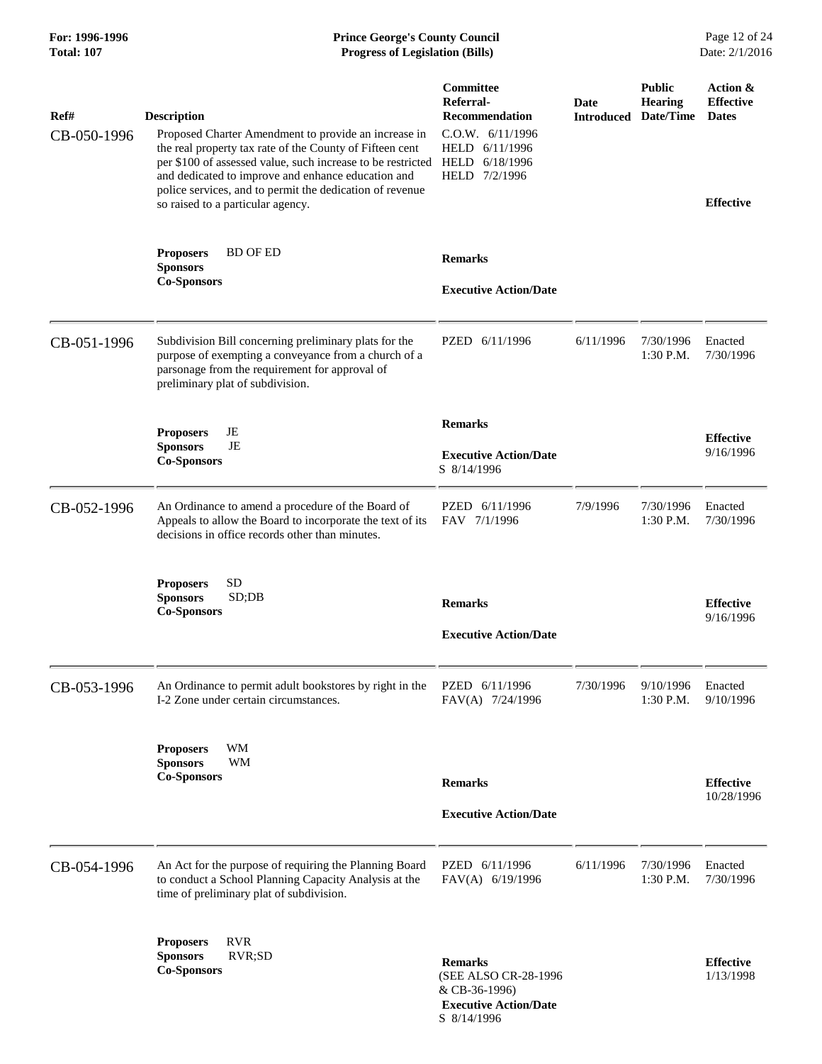| Ref# | Description | Committee Referral-Recommendation | Date Introduced | Public Hearing Date/Time | Action & Effective Dates |
|---|---|---|---|---|---|
| CB-050-1996 | Proposed Charter Amendment to provide an increase in the real property tax rate of the County of Fifteen cent per $100 of assessed value, such increase to be restricted and dedicated to improve and enhance education and police services, and to permit the dedication of revenue so raised to a particular agency. | C.O.W. 6/11/1996<br>HELD 6/11/1996<br>HELD 6/18/1996<br>HELD 7/2/1996 | | | **Effective** |
| | **Proposers** BD OF ED<br>**Sponsors**<br>**Co-Sponsors** | **Remarks**<br><br>**Executive Action/Date** | | | |
| CB-051-1996 | Subdivision Bill concerning preliminary plats for the purpose of exempting a conveyance from a church of a parsonage from the requirement for approval of preliminary plat of subdivision. | PZED 6/11/1996 | 6/11/1996 | 7/30/1996<br>1:30 P.M. | Enacted<br>7/30/1996 |
| | **Proposers** JE<br>**Sponsors** JE<br>**Co-Sponsors** | **Remarks**<br><br>**Executive Action/Date**<br>S 8/14/1996 | | | **Effective**<br>9/16/1996 |
| CB-052-1996 | An Ordinance to amend a procedure of the Board of Appeals to allow the Board to incorporate the text of its decisions in office records other than minutes. | PZED 6/11/1996<br>FAV 7/1/1996 | 7/9/1996 | 7/30/1996<br>1:30 P.M. | Enacted<br>7/30/1996 |
| | **Proposers** SD<br>**Sponsors** SD;DB<br>**Co-Sponsors** | **Remarks**<br><br>**Executive Action/Date** | | | **Effective**<br>9/16/1996 |
| CB-053-1996 | An Ordinance to permit adult bookstores by right in the I-2 Zone under certain circumstances. | PZED 6/11/1996<br>FAV(A) 7/24/1996 | 7/30/1996 | 9/10/1996<br>1:30 P.M. | Enacted<br>9/10/1996 |
| | **Proposers** WM<br>**Sponsors** WM<br>**Co-Sponsors** | **Remarks**<br><br>**Executive Action/Date** | | | **Effective**<br>10/28/1996 |
| CB-054-1996 | An Act for the purpose of requiring the Planning Board to conduct a School Planning Capacity Analysis at the time of preliminary plat of subdivision. | PZED 6/11/1996<br>FAV(A) 6/19/1996 | 6/11/1996 | 7/30/1996<br>1:30 P.M. | Enacted<br>7/30/1996 |
| | **Proposers** RVR<br>**Sponsors** RVR;SD<br>**Co-Sponsors** | **Remarks**<br>(SEE ALSO CR-28-1996 & CB-36-1996)<br>**Executive Action/Date**<br>S 8/14/1996 | | | **Effective**<br>1/13/1998 |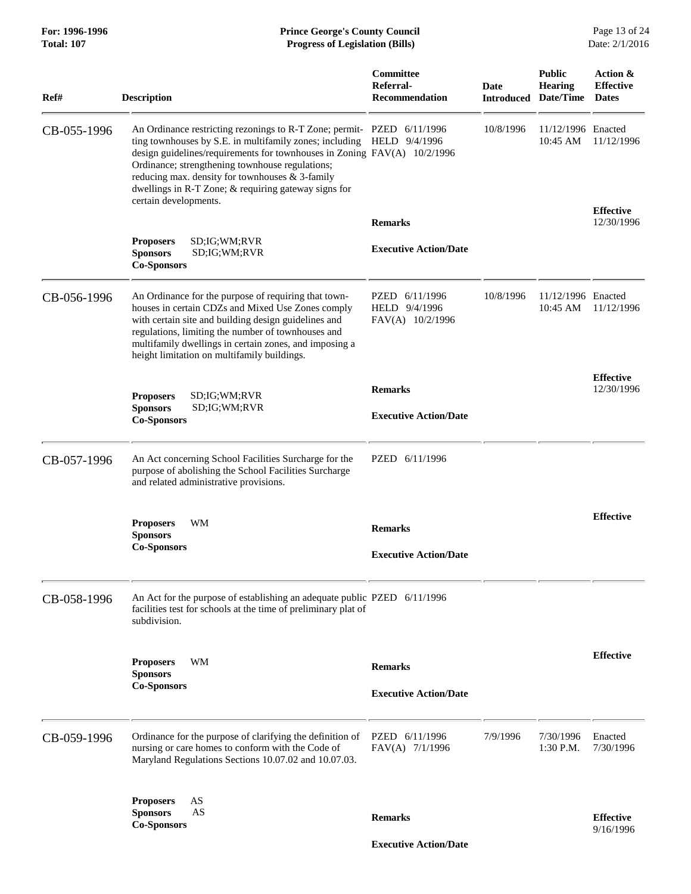| Ref# | Description | Committee Referral-Recommendation | Date Introduced | Public Hearing Date/Time | Action & Effective Dates |
|---|---|---|---|---|---|
| CB-055-1996 | An Ordinance restricting rezonings to R-T Zone; permitting townhouses by S.E. in multifamily zones; including design guidelines/requirements for townhouses in Zoning Ordinance; strengthening townhouse regulations; reducing max. density for townhouses & 3-family dwellings in R-T Zone; & requiring gateway signs for certain developments. | PZED 6/11/1996<br>HELD 9/4/1996<br>FAV(A) 10/2/1996 | 10/8/1996 | 11/12/1996<br>10:45 AM | Enacted<br>11/12/1996 |
| | **Proposers** SD;IG;WM;RVR<br>**Sponsors** SD;IG;WM;RVR<br>**Co-Sponsors** | **Remarks**<br><br>**Executive Action/Date** | | | **Effective**<br>12/30/1996 |
| CB-056-1996 | An Ordinance for the purpose of requiring that townhouses in certain CDZs and Mixed Use Zones comply with certain site and building design guidelines and regulations, limiting the number of townhouses and multifamily dwellings in certain zones, and imposing a height limitation on multifamily buildings. | PZED 6/11/1996<br>HELD 9/4/1996<br>FAV(A) 10/2/1996 | 10/8/1996 | 11/12/1996<br>10:45 AM | Enacted<br>11/12/1996 |
| | **Proposers** SD;IG;WM;RVR<br>**Sponsors** SD;IG;WM;RVR<br>**Co-Sponsors** | **Remarks**<br><br>**Executive Action/Date** | | | **Effective**<br>12/30/1996 |
| CB-057-1996 | An Act concerning School Facilities Surcharge for the purpose of abolishing the School Facilities Surcharge and related administrative provisions. | PZED 6/11/1996 | | | |
| | **Proposers** WM<br>**Sponsors**<br>**Co-Sponsors** | **Remarks**<br><br>**Executive Action/Date** | | | **Effective** |
| CB-058-1996 | An Act for the purpose of establishing an adequate public facilities test for schools at the time of preliminary plat of subdivision. | PZED 6/11/1996 | | | |
| | **Proposers** WM<br>**Sponsors**<br>**Co-Sponsors** | **Remarks**<br><br>**Executive Action/Date** | | | **Effective** |
| CB-059-1996 | Ordinance for the purpose of clarifying the definition of nursing or care homes to conform with the Code of Maryland Regulations Sections 10.07.02 and 10.07.03. | PZED 6/11/1996<br>FAV(A) 7/1/1996 | 7/9/1996 | 7/30/1996<br>1:30 P.M. | Enacted<br>7/30/1996 |
| | **Proposers** AS<br>**Sponsors** AS<br>**Co-Sponsors** | **Remarks**<br><br>**Executive Action/Date** | | | **Effective**<br>9/16/1996 |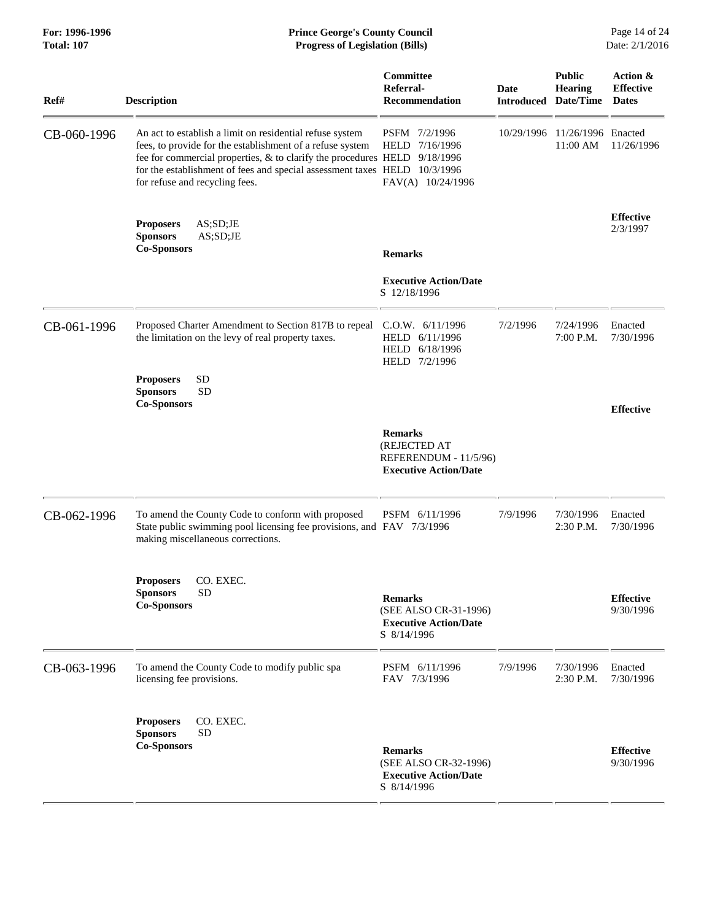| Ref# | Description | Committee Referral-Recommendation | Date Introduced | Public Hearing Date/Time | Action & Effective Dates |
|---|---|---|---|---|---|
| CB-060-1996 | An act to establish a limit on residential refuse system fees, to provide for the establishment of a refuse system fee for commercial properties, & to clarify the procedures for the establishment of fees and special assessment taxes for refuse and recycling fees.<br><br>**Proposers** AS;SD;JE<br>**Sponsors** AS;SD;JE<br>**Co-Sponsors** | PSFM 7/2/1996<br>HELD 7/16/1996<br>HELD 9/18/1996<br>HELD 10/3/1996<br>FAV(A) 10/24/1996<br><br>**Remarks**<br><br>**Executive Action/Date**<br>S 12/18/1996 | 10/29/1996 | 11/26/1996<br>11:00 AM | Enacted<br>11/26/1996<br><br>**Effective**<br>2/3/1997 |
| CB-061-1996 | Proposed Charter Amendment to Section 817B to repeal the limitation on the levy of real property taxes.<br><br>**Proposers** SD<br>**Sponsors** SD<br>**Co-Sponsors** | C.O.W. 6/11/1996<br>HELD 6/11/1996<br>HELD 6/18/1996<br>HELD 7/2/1996<br><br>**Remarks**<br>(REJECTED AT REFERENDUM - 11/5/96)<br>**Executive Action/Date** | 7/2/1996 | 7/24/1996<br>7:00 P.M. | Enacted<br>7/30/1996<br><br>**Effective** |
| CB-062-1996 | To amend the County Code to conform with proposed State public swimming pool licensing fee provisions, and making miscellaneous corrections.<br><br>**Proposers** CO. EXEC.<br>**Sponsors** SD<br>**Co-Sponsors** | PSFM 6/11/1996<br>FAV 7/3/1996<br><br>**Remarks**<br>(SEE ALSO CR-31-1996)<br>**Executive Action/Date**<br>S 8/14/1996 | 7/9/1996 | 7/30/1996<br>2:30 P.M. | Enacted<br>7/30/1996<br><br>**Effective**<br>9/30/1996 |
| CB-063-1996 | To amend the County Code to modify public spa licensing fee provisions.<br><br>**Proposers** CO. EXEC.<br>**Sponsors** SD<br>**Co-Sponsors** | PSFM 6/11/1996<br>FAV 7/3/1996<br><br>**Remarks**<br>(SEE ALSO CR-32-1996)<br>**Executive Action/Date**<br>S 8/14/1996 | 7/9/1996 | 7/30/1996<br>2:30 P.M. | Enacted<br>7/30/1996<br><br>**Effective**<br>9/30/1996 |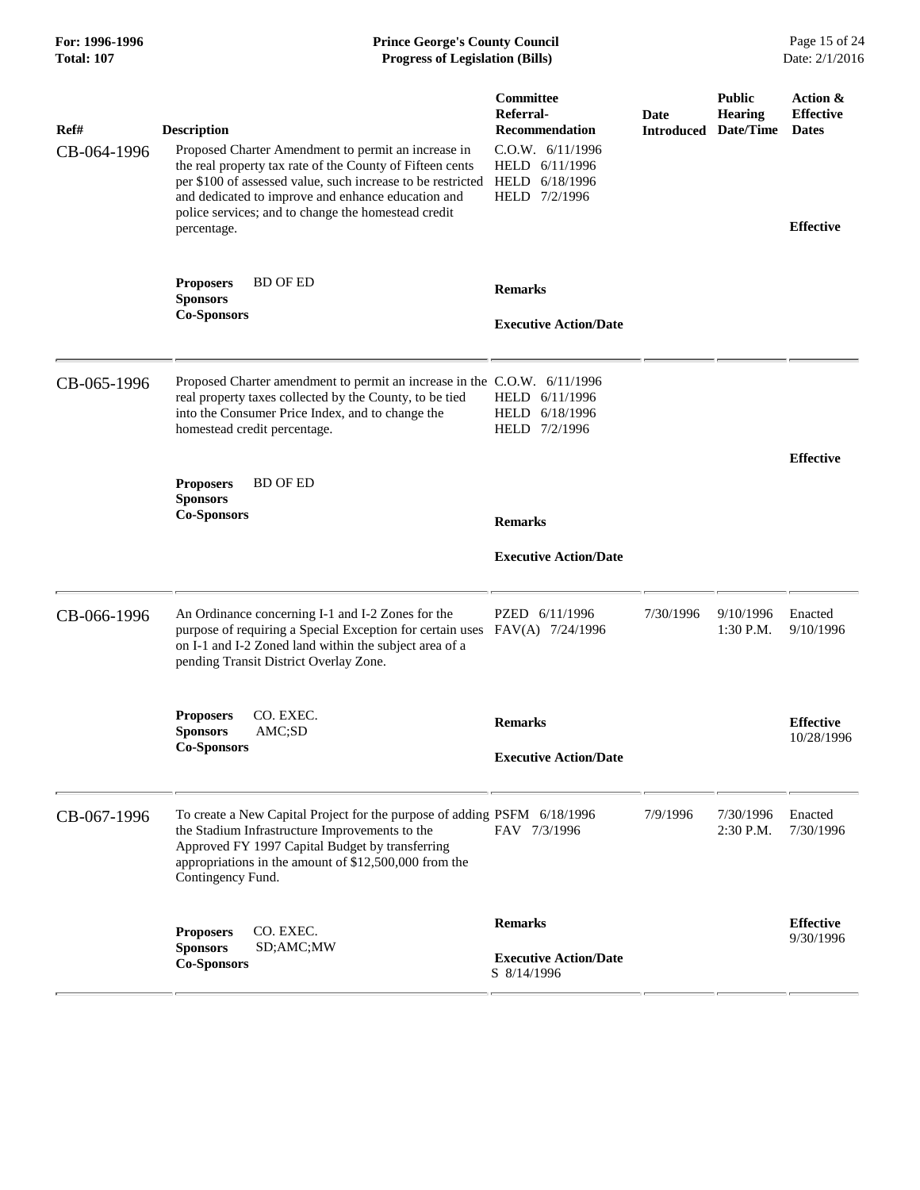| Ref# | Description | Committee Referral-Recommendation | Date Introduced | Public Hearing Date/Time | Action & Effective Dates |
| --- | --- | --- | --- | --- | --- |
| CB-064-1996 | Proposed Charter Amendment to permit an increase in the real property tax rate of the County of Fifteen cents per $100 of assessed value, such increase to be restricted and dedicated to improve and enhance education and police services; and to change the homestead credit percentage. | C.O.W. 6/11/1996<br>HELD 6/11/1996<br>HELD 6/18/1996<br>HELD 7/2/1996 | | | **Effective** |
| | **Proposers** BD OF ED<br>**Sponsors**<br>**Co-Sponsors** | **Remarks**<br><br>**Executive Action/Date** | | | |
| CB-065-1996 | Proposed Charter amendment to permit an increase in the real property taxes collected by the County, to be tied into the Consumer Price Index, and to change the homestead credit percentage. | C.O.W. 6/11/1996<br>HELD 6/11/1996<br>HELD 6/18/1996<br>HELD 7/2/1996 | | | **Effective** |
| | **Proposers** BD OF ED<br>**Sponsors**<br>**Co-Sponsors** | **Remarks**<br><br>**Executive Action/Date** | | | |
| CB-066-1996 | An Ordinance concerning I-1 and I-2 Zones for the purpose of requiring a Special Exception for certain uses on I-1 and I-2 Zoned land within the subject area of a pending Transit District Overlay Zone. | PZED 6/11/1996<br>FAV(A) 7/24/1996 | 7/30/1996 | 9/10/1996 1:30 P.M. | Enacted 9/10/1996 |
| | **Proposers** CO. EXEC.<br>**Sponsors** AMC;SD<br>**Co-Sponsors** | **Remarks**<br><br>**Executive Action/Date** | | | **Effective** 10/28/1996 |
| CB-067-1996 | To create a New Capital Project for the purpose of adding the Stadium Infrastructure Improvements to the Approved FY 1997 Capital Budget by transferring appropriations in the amount of $12,500,000 from the Contingency Fund. | PSFM 6/18/1996<br>FAV 7/3/1996 | 7/9/1996 | 7/30/1996 2:30 P.M. | Enacted 7/30/1996 |
| | **Proposers** CO. EXEC.<br>**Sponsors** SD;AMC;MW<br>**Co-Sponsors** | **Remarks**<br><br>**Executive Action/Date**<br>S 8/14/1996 | | | **Effective** 9/30/1996 |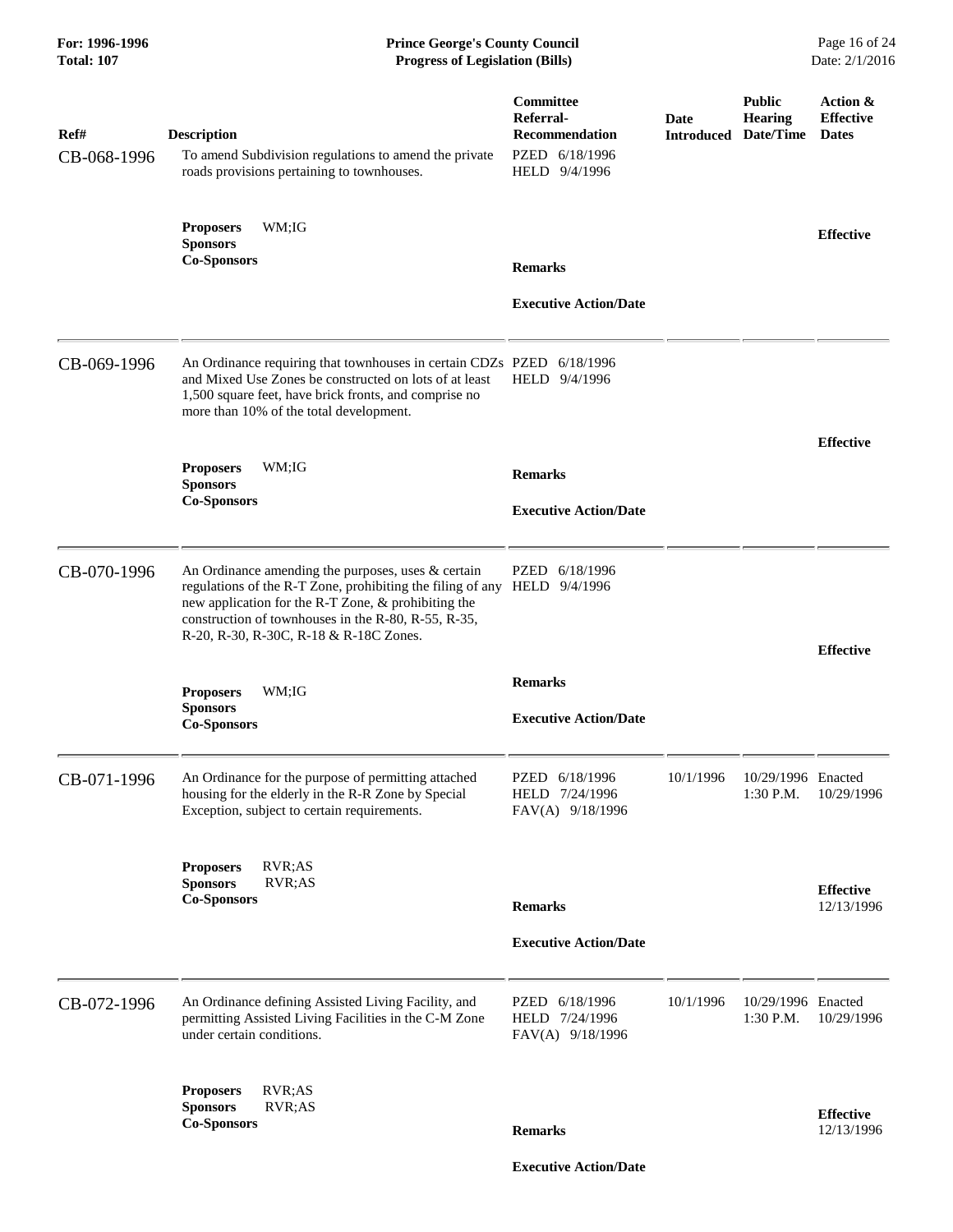| Ref# | Description | Committee Referral-Recommendation | Date Introduced | Public Hearing Date/Time | Action & Effective Dates |
|---|---|---|---|---|---|
| CB-068-1996 | To amend Subdivision regulations to amend the private roads provisions pertaining to townhouses. | PZED 6/18/1996<br>HELD 9/4/1996 | | | |
| | **Proposers** WM;IG<br>**Sponsors**<br>**Co-Sponsors** | **Remarks**<br><br>**Executive Action/Date** | | | **Effective** |
| CB-069-1996 | An Ordinance requiring that townhouses in certain CDZs and Mixed Use Zones be constructed on lots of at least 1,500 square feet, have brick fronts, and comprise no more than 10% of the total development. | PZED 6/18/1996<br>HELD 9/4/1996 | | | |
| | **Proposers** WM;IG<br>**Sponsors**<br>**Co-Sponsors** | **Remarks**<br><br>**Executive Action/Date** | | | **Effective** |
| CB-070-1996 | An Ordinance amending the purposes, uses & certain regulations of the R-T Zone, prohibiting the filing of any new application for the R-T Zone, & prohibiting the construction of townhouses in the R-80, R-55, R-35, R-20, R-30, R-30C, R-18 & R-18C Zones. | PZED 6/18/1996<br>HELD 9/4/1996 | | | |
| | **Proposers** WM;IG<br>**Sponsors**<br>**Co-Sponsors** | **Remarks**<br><br>**Executive Action/Date** | | | **Effective** |
| CB-071-1996 | An Ordinance for the purpose of permitting attached housing for the elderly in the R-R Zone by Special Exception, subject to certain requirements. | PZED 6/18/1996<br>HELD 7/24/1996<br>FAV(A) 9/18/1996 | 10/1/1996 | 10/29/1996<br>1:30 P.M. | Enacted<br>10/29/1996 |
| | **Proposers** RVR;AS<br>**Sponsors** RVR;AS<br>**Co-Sponsors** | **Remarks**<br><br>**Executive Action/Date** | | | **Effective**<br>12/13/1996 |
| CB-072-1996 | An Ordinance defining Assisted Living Facility, and permitting Assisted Living Facilities in the C-M Zone under certain conditions. | PZED 6/18/1996<br>HELD 7/24/1996<br>FAV(A) 9/18/1996 | 10/1/1996 | 10/29/1996<br>1:30 P.M. | Enacted<br>10/29/1996 |
| | **Proposers** RVR;AS<br>**Sponsors** RVR;AS<br>**Co-Sponsors** | **Remarks**<br><br>**Executive Action/Date** | | | **Effective**<br>12/13/1996 |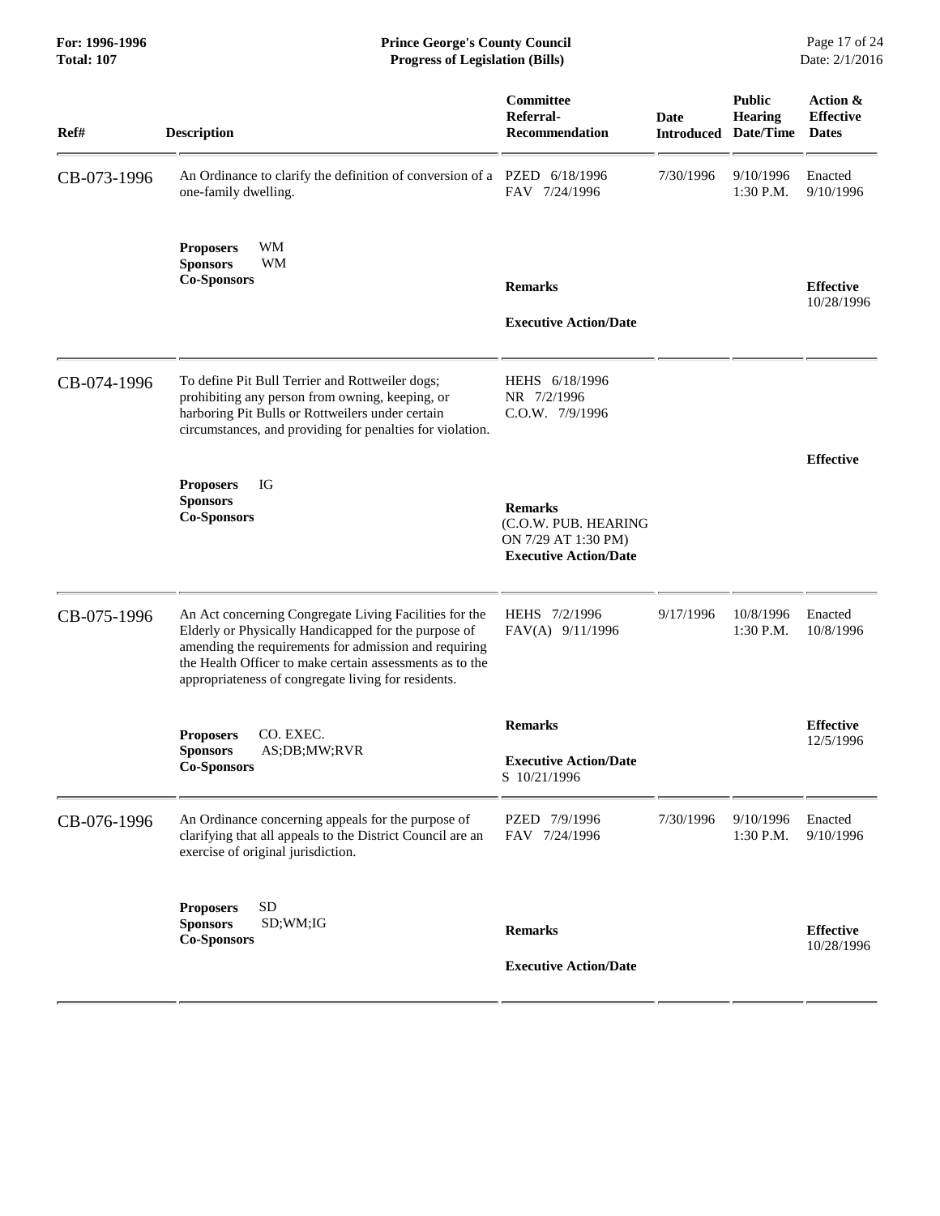| Ref# | Description | Committee Referral-Recommendation | Date Introduced | Public Hearing Date/Time | Action & Effective Dates |
|---|---|---|---|---|---|
| CB-073-1996 | An Ordinance to clarify the definition of conversion of a one-family dwelling. | PZED 6/18/1996<br>FAV 7/24/1996 | 7/30/1996 | 9/10/1996<br>1:30 P.M. | Enacted<br>9/10/1996 |
| | **Proposers** WM<br>**Sponsors** WM<br>**Co-Sponsors** | **Remarks**<br><br>**Executive Action/Date** | | | **Effective**<br>10/28/1996 |
| CB-074-1996 | To define Pit Bull Terrier and Rottweiler dogs; prohibiting any person from owning, keeping, or harboring Pit Bulls or Rottweilers under certain circumstances, and providing for penalties for violation. | HEHS 6/18/1996<br>NR 7/2/1996<br>C.O.W. 7/9/1996 | | | |
| | **Proposers** IG<br>**Sponsors**<br>**Co-Sponsors** | **Remarks**<br>(C.O.W. PUB. HEARING ON 7/29 AT 1:30 PM)<br>**Executive Action/Date** | | | **Effective** |
| CB-075-1996 | An Act concerning Congregate Living Facilities for the Elderly or Physically Handicapped for the purpose of amending the requirements for admission and requiring the Health Officer to make certain assessments as to the appropriateness of congregate living for residents. | HEHS 7/2/1996<br>FAV(A) 9/11/1996 | 9/17/1996 | 10/8/1996<br>1:30 P.M. | Enacted<br>10/8/1996 |
| | **Proposers** CO. EXEC.<br>**Sponsors** AS;DB;MW;RVR<br>**Co-Sponsors** | **Remarks**<br><br>**Executive Action/Date**<br>S 10/21/1996 | | | **Effective**<br>12/5/1996 |
| CB-076-1996 | An Ordinance concerning appeals for the purpose of clarifying that all appeals to the District Council are an exercise of original jurisdiction. | PZED 7/9/1996<br>FAV 7/24/1996 | 7/30/1996 | 9/10/1996<br>1:30 P.M. | Enacted<br>9/10/1996 |
| | **Proposers** SD<br>**Sponsors** SD;WM;IG<br>**Co-Sponsors** | **Remarks**<br><br>**Executive Action/Date** | | | **Effective**<br>10/28/1996 |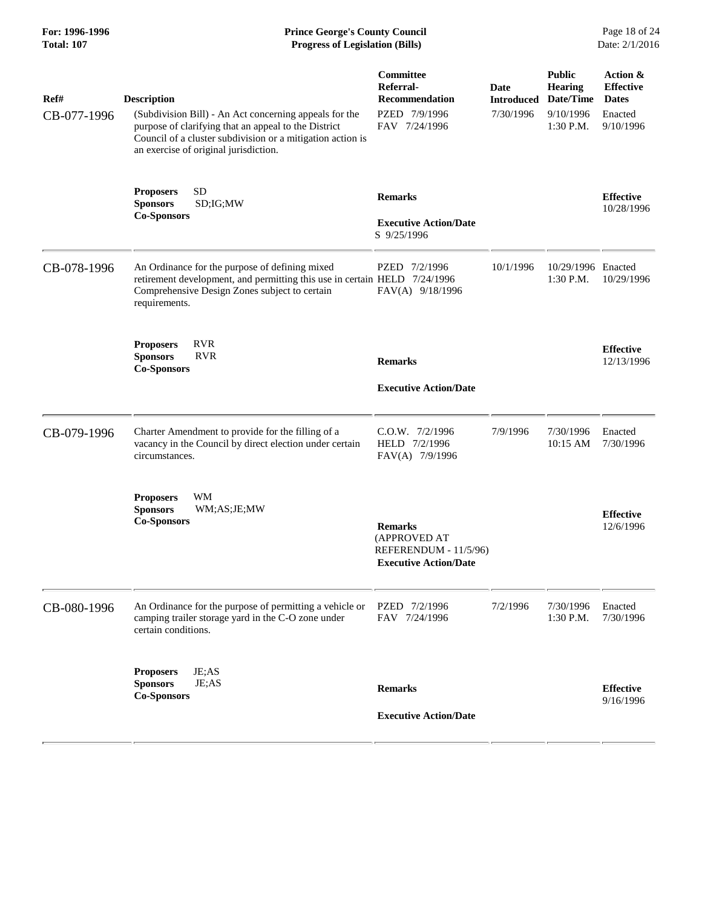| Ref# | Description | Committee Referral-Recommendation | Date Introduced | Public Hearing Date/Time | Action & Effective Dates |
|---|---|---|---|---|---|
| CB-077-1996 | (Subdivision Bill) - An Act concerning appeals for the purpose of clarifying that an appeal to the District Council of a cluster subdivision or a mitigation action is an exercise of original jurisdiction. | PZED 7/9/1996<br>FAV 7/24/1996 | 7/30/1996 | 9/10/1996<br>1:30 P.M. | Enacted<br>9/10/1996 |
| | **Proposers** SD<br>**Sponsors** SD;IG;MW<br>**Co-Sponsors** | **Remarks**<br><br>**Executive Action/Date**<br>S 9/25/1996 | | | **Effective**<br>10/28/1996 |
| CB-078-1996 | An Ordinance for the purpose of defining mixed retirement development, and permitting this use in certain Comprehensive Design Zones subject to certain requirements. | PZED 7/2/1996<br>HELD 7/24/1996<br>FAV(A) 9/18/1996 | 10/1/1996 | 10/29/1996<br>1:30 P.M. | Enacted<br>10/29/1996 |
| | **Proposers** RVR<br>**Sponsors** RVR<br>**Co-Sponsors** | **Remarks**<br><br>**Executive Action/Date** | | | **Effective**<br>12/13/1996 |
| CB-079-1996 | Charter Amendment to provide for the filling of a vacancy in the Council by direct election under certain circumstances. | C.O.W. 7/2/1996<br>HELD 7/2/1996<br>FAV(A) 7/9/1996 | 7/9/1996 | 7/30/1996<br>10:15 AM | Enacted<br>7/30/1996 |
| | **Proposers** WM<br>**Sponsors** WM;AS;JE;MW<br>**Co-Sponsors** | **Remarks**<br>(APPROVED AT REFERENDUM - 11/5/96)<br>**Executive Action/Date** | | | **Effective**<br>12/6/1996 |
| CB-080-1996 | An Ordinance for the purpose of permitting a vehicle or camping trailer storage yard in the C-O zone under certain conditions. | PZED 7/2/1996<br>FAV 7/24/1996 | 7/2/1996 | 7/30/1996<br>1:30 P.M. | Enacted<br>7/30/1996 |
| | **Proposers** JE;AS<br>**Sponsors** JE;AS<br>**Co-Sponsors** | **Remarks**<br><br>**Executive Action/Date** | | | **Effective**<br>9/16/1996 |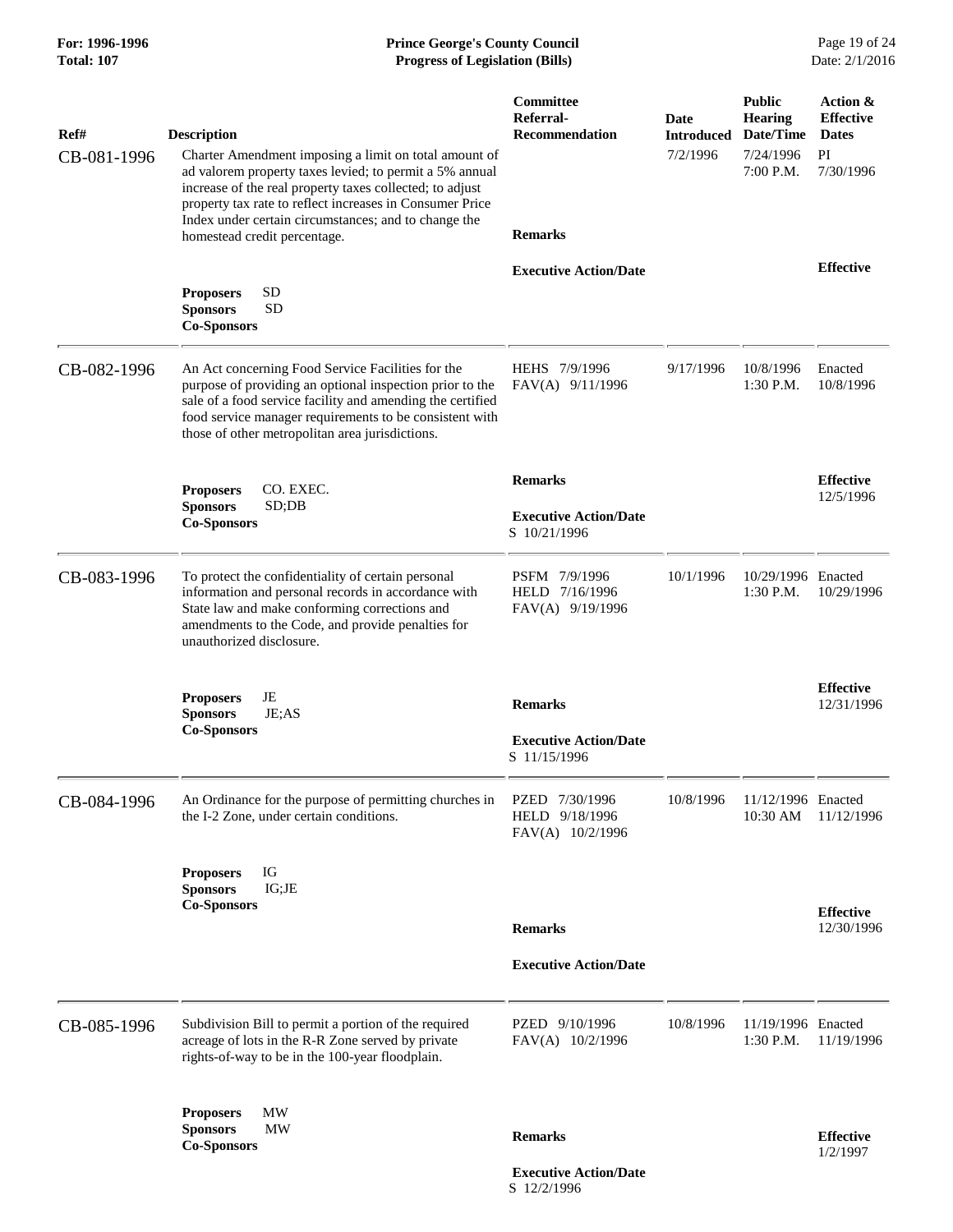| Ref# | Description | Committee Referral-Recommendation | Date Introduced | Public Hearing Date/Time | Action & Effective Dates |
|---|---|---|---|---|---|
| CB-081-1996 | Charter Amendment imposing a limit on total amount of ad valorem property taxes levied; to permit a 5% annual increase of the real property taxes collected; to adjust property tax rate to reflect increases in Consumer Price Index under certain circumstances; and to change the homestead credit percentage.<br><br>**Proposers** SD<br>**Sponsors** SD<br>**Co-Sponsors** | **Remarks**<br><br>**Executive Action/Date** | 7/2/1996 | 7/24/1996 7:00 P.M. | PI 7/30/1996<br><br>**Effective** |
| CB-082-1996 | An Act concerning Food Service Facilities for the purpose of providing an optional inspection prior to the sale of a food service facility and amending the certified food service manager requirements to be consistent with those of other metropolitan area jurisdictions.<br><br>**Proposers** CO. EXEC.<br>**Sponsors** SD;DB<br>**Co-Sponsors** | HEHS 7/9/1996<br>FAV(A) 9/11/1996<br><br>**Remarks**<br><br>**Executive Action/Date**<br>S 10/21/1996 | 9/17/1996 | 10/8/1996 1:30 P.M. | Enacted 10/8/1996<br><br>**Effective** 12/5/1996 |
| CB-083-1996 | To protect the confidentiality of certain personal information and personal records in accordance with State law and make conforming corrections and amendments to the Code, and provide penalties for unauthorized disclosure.<br><br>**Proposers** JE<br>**Sponsors** JE;AS<br>**Co-Sponsors** | PSFM 7/9/1996<br>HELD 7/16/1996<br>FAV(A) 9/19/1996<br><br>**Remarks**<br><br>**Executive Action/Date**<br>S 11/15/1996 | 10/1/1996 | 10/29/1996 1:30 P.M. | Enacted 10/29/1996<br><br>**Effective** 12/31/1996 |
| CB-084-1996 | An Ordinance for the purpose of permitting churches in the I-2 Zone, under certain conditions.<br><br>**Proposers** IG<br>**Sponsors** IG;JE<br>**Co-Sponsors** | PZED 7/30/1996<br>HELD 9/18/1996<br>FAV(A) 10/2/1996<br><br>**Remarks**<br><br>**Executive Action/Date** | 10/8/1996 | 11/12/1996 10:30 AM | Enacted 11/12/1996<br><br>**Effective** 12/30/1996 |
| CB-085-1996 | Subdivision Bill to permit a portion of the required acreage of lots in the R-R Zone served by private rights-of-way to be in the 100-year floodplain.<br><br>**Proposers** MW<br>**Sponsors** MW<br>**Co-Sponsors** | PZED 9/10/1996<br>FAV(A) 10/2/1996<br><br>**Remarks**<br><br>**Executive Action/Date**<br>S 12/2/1996 | 10/8/1996 | 11/19/1996 1:30 P.M. | Enacted 11/19/1996<br><br>**Effective** 1/2/1997 |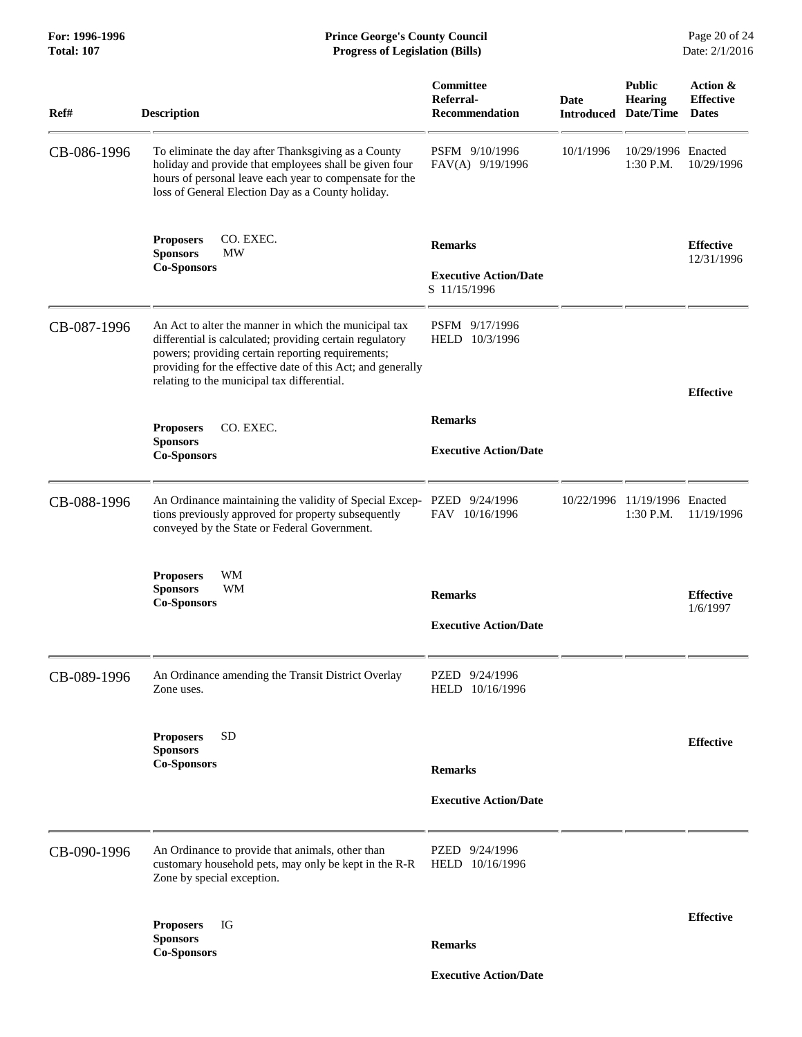| Ref# | Description | Committee Referral-Recommendation | Date Introduced | Public Hearing Date/Time | Action & Effective Dates |
|---|---|---|---|---|---|
| CB-086-1996 | To eliminate the day after Thanksgiving as a County holiday and provide that employees shall be given four hours of personal leave each year to compensate for the loss of General Election Day as a County holiday. | PSFM 9/10/1996<br>FAV(A) 9/19/1996 | 10/1/1996 | 10/29/1996<br>1:30 P.M. | Enacted<br>10/29/1996 |
| | **Proposers** CO. EXEC.<br>**Sponsors** MW<br>**Co-Sponsors** | **Remarks**<br><br>**Executive Action/Date**<br>S 11/15/1996 | | | **Effective**<br>12/31/1996 |
| CB-087-1996 | An Act to alter the manner in which the municipal tax differential is calculated; providing certain regulatory powers; providing certain reporting requirements; providing for the effective date of this Act; and generally relating to the municipal tax differential. | PSFM 9/17/1996<br>HELD 10/3/1996 | | | |
| | **Proposers** CO. EXEC.<br>**Sponsors**<br>**Co-Sponsors** | **Remarks**<br><br>**Executive Action/Date** | | | **Effective** |
| CB-088-1996 | An Ordinance maintaining the validity of Special Exceptions previously approved for property subsequently conveyed by the State or Federal Government. | PZED 9/24/1996<br>FAV 10/16/1996 | 10/22/1996 | 11/19/1996<br>1:30 P.M. | Enacted<br>11/19/1996 |
| | **Proposers** WM<br>**Sponsors** WM<br>**Co-Sponsors** | **Remarks**<br><br>**Executive Action/Date** | | | **Effective**<br>1/6/1997 |
| CB-089-1996 | An Ordinance amending the Transit District Overlay Zone uses. | PZED 9/24/1996<br>HELD 10/16/1996 | | | |
| | **Proposers** SD<br>**Sponsors**<br>**Co-Sponsors** | **Remarks**<br><br>**Executive Action/Date** | | | **Effective** |
| CB-090-1996 | An Ordinance to provide that animals, other than customary household pets, may only be kept in the R-R Zone by special exception. | PZED 9/24/1996<br>HELD 10/16/1996 | | | |
| | **Proposers** IG<br>**Sponsors**<br>**Co-Sponsors** | **Remarks**<br><br>**Executive Action/Date** | | | **Effective** |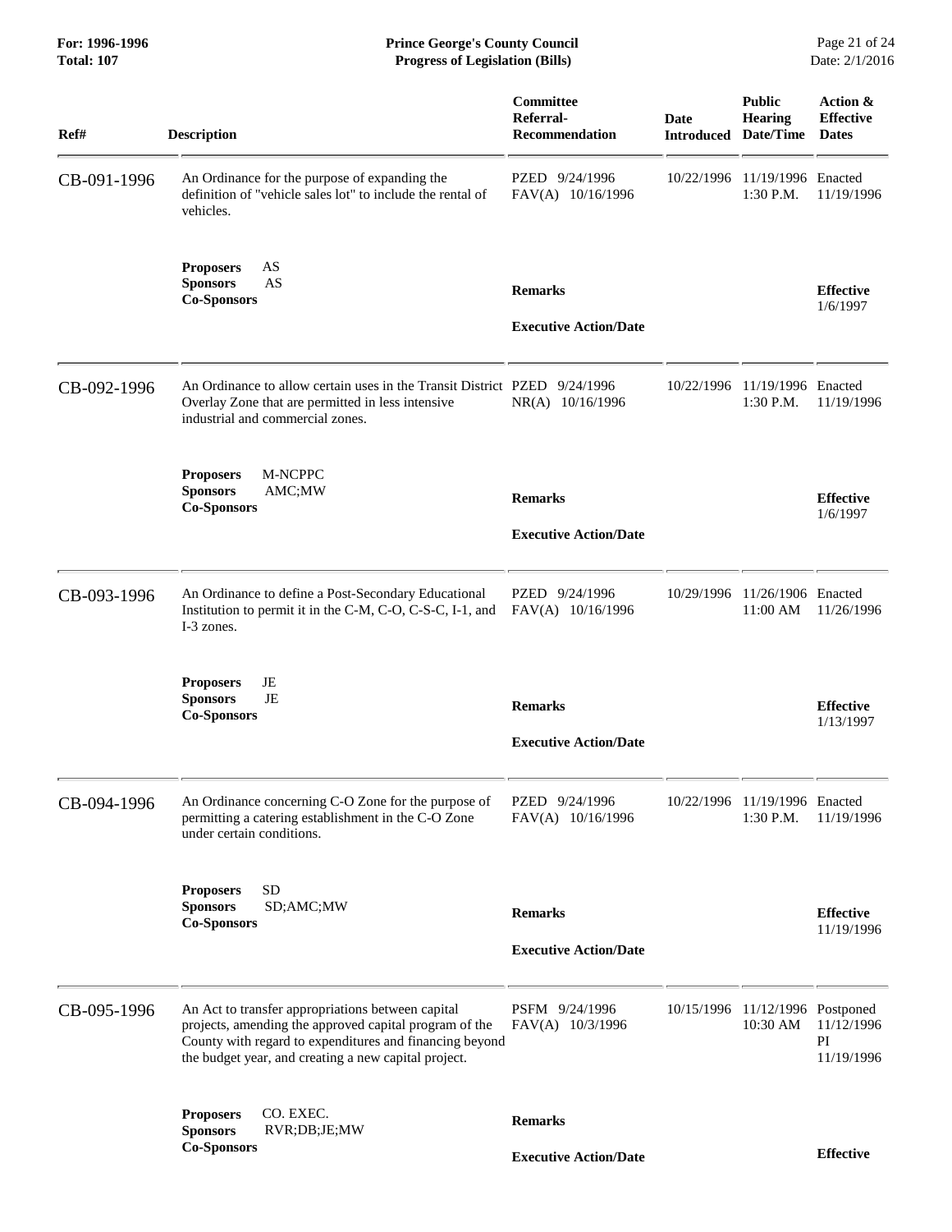| Ref# | Description | Committee Referral-Recommendation | Date Introduced | Public Hearing Date/Time | Action & Effective Dates |
|---|---|---|---|---|---|
| CB-091-1996 | An Ordinance for the purpose of expanding the definition of "vehicle sales lot" to include the rental of vehicles. | PZED 9/24/1996<br>FAV(A) 10/16/1996 | 10/22/1996 | 11/19/1996<br>1:30 P.M. | Enacted<br>11/19/1996 |
| | **Proposers** AS<br>**Sponsors** AS<br>**Co-Sponsors** | **Remarks**<br><br>**Executive Action/Date** | | | **Effective**<br>1/6/1997 |
| CB-092-1996 | An Ordinance to allow certain uses in the Transit District Overlay Zone that are permitted in less intensive industrial and commercial zones. | PZED 9/24/1996<br>NR(A) 10/16/1996 | 10/22/1996 | 11/19/1996<br>1:30 P.M. | Enacted<br>11/19/1996 |
| | **Proposers** M-NCPPC<br>**Sponsors** AMC;MW<br>**Co-Sponsors** | **Remarks**<br><br>**Executive Action/Date** | | | **Effective**<br>1/6/1997 |
| CB-093-1996 | An Ordinance to define a Post-Secondary Educational Institution to permit it in the C-M, C-O, C-S-C, I-1, and I-3 zones. | PZED 9/24/1996<br>FAV(A) 10/16/1996 | 10/29/1996 | 11/26/1906<br>11:00 AM | Enacted<br>11/26/1996 |
| | **Proposers** JE<br>**Sponsors** JE<br>**Co-Sponsors** | **Remarks**<br><br>**Executive Action/Date** | | | **Effective**<br>1/13/1997 |
| CB-094-1996 | An Ordinance concerning C-O Zone for the purpose of permitting a catering establishment in the C-O Zone under certain conditions. | PZED 9/24/1996<br>FAV(A) 10/16/1996 | 10/22/1996 | 11/19/1996<br>1:30 P.M. | Enacted<br>11/19/1996 |
| | **Proposers** SD<br>**Sponsors** SD;AMC;MW<br>**Co-Sponsors** | **Remarks**<br><br>**Executive Action/Date** | | | **Effective**<br>11/19/1996 |
| CB-095-1996 | An Act to transfer appropriations between capital projects, amending the approved capital program of the County with regard to expenditures and financing beyond the budget year, and creating a new capital project. | PSFM 9/24/1996<br>FAV(A) 10/3/1996 | 10/15/1996 | 11/12/1996<br>10:30 AM | Postponed<br>11/12/1996<br>PI<br>11/19/1996 |
| | **Proposers** CO. EXEC.<br>**Sponsors** RVR;DB;JE;MW<br>**Co-Sponsors** | **Remarks**<br><br>**Executive Action/Date** | | | **Effective** |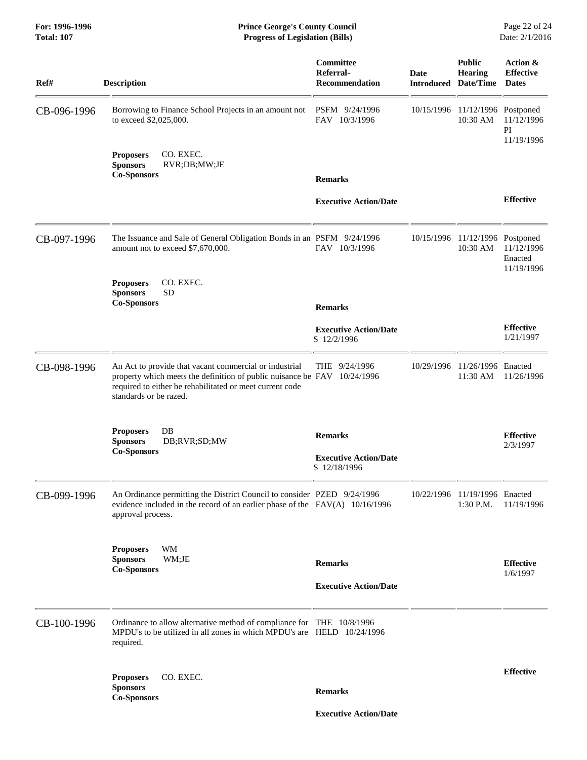| Ref# | Description | Committee Referral-Recommendation | Date Introduced | Public Hearing Date/Time | Action & Effective Dates |
|---|---|---|---|---|---|
| CB-096-1996 | Borrowing to Finance School Projects in an amount not to exceed $2,025,000. | PSFM 9/24/1996<br>FAV 10/3/1996 | 10/15/1996 | 11/12/1996<br>10:30 AM | Postponed<br>11/12/1996<br>PI<br>11/19/1996 |
| | **Proposers** CO. EXEC.<br>**Sponsors** RVR;DB;MW;JE<br>**Co-Sponsors** | **Remarks**<br><br>**Executive Action/Date** | | | **Effective** |
| CB-097-1996 | The Issuance and Sale of General Obligation Bonds in an amount not to exceed $7,670,000. | PSFM 9/24/1996<br>FAV 10/3/1996 | 10/15/1996 | 11/12/1996<br>10:30 AM | Postponed<br>11/12/1996<br>Enacted<br>11/19/1996 |
| | **Proposers** CO. EXEC.<br>**Sponsors** SD<br>**Co-Sponsors** | **Remarks**<br><br>**Executive Action/Date**<br>S 12/2/1996 | | | **Effective**<br>1/21/1997 |
| CB-098-1996 | An Act to provide that vacant commercial or industrial property which meets the definition of public nuisance be required to either be rehabilitated or meet current code standards or be razed. | THE 9/24/1996<br>FAV 10/24/1996 | 10/29/1996 | 11/26/1996<br>11:30 AM | Enacted<br>11/26/1996 |
| | **Proposers** DB<br>**Sponsors** DB;RVR;SD;MW<br>**Co-Sponsors** | **Remarks**<br><br>**Executive Action/Date**<br>S 12/18/1996 | | | **Effective**<br>2/3/1997 |
| CB-099-1996 | An Ordinance permitting the District Council to consider evidence included in the record of an earlier phase of the approval process. | PZED 9/24/1996<br>FAV(A) 10/16/1996 | 10/22/1996 | 11/19/1996<br>1:30 P.M. | Enacted<br>11/19/1996 |
| | **Proposers** WM<br>**Sponsors** WM;JE<br>**Co-Sponsors** | **Remarks**<br><br>**Executive Action/Date** | | | **Effective**<br>1/6/1997 |
| CB-100-1996 | Ordinance to allow alternative method of compliance for MPDU's to be utilized in all zones in which MPDU's are required. | THE 10/8/1996<br>HELD 10/24/1996 | | | |
| | **Proposers** CO. EXEC.<br>**Sponsors**<br>**Co-Sponsors** | **Remarks**<br><br>**Executive Action/Date** | | | **Effective** |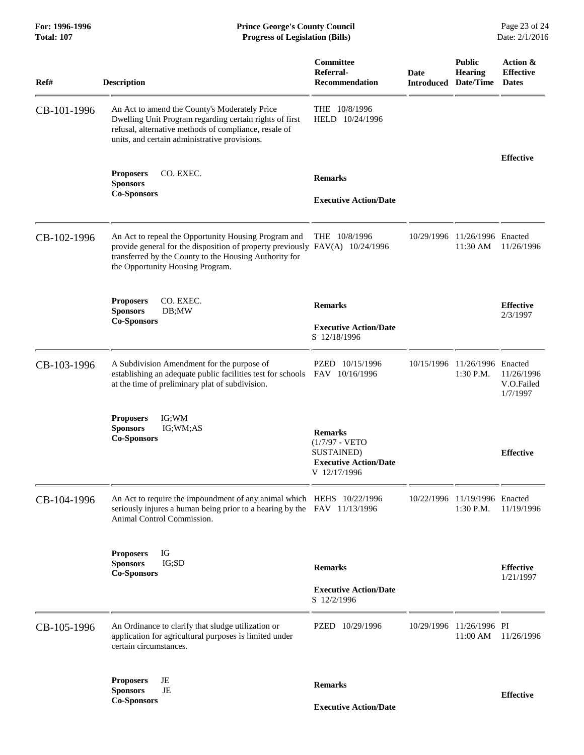**Prince George's County Council**
**Progress of Legislation (Bills)**

**For: 1996-1996**
**Total: 107**

| Ref# | Description | Committee Referral-Recommendation | Date Introduced | Public Hearing Date/Time | Action & Effective Dates |
|---|---|---|---|---|---|
| CB-101-1996 | An Act to amend the County's Moderately Price Dwelling Unit Program regarding certain rights of first refusal, alternative methods of compliance, resale of units, and certain administrative provisions. | THE 10/8/1996<br>HELD 10/24/1996 | | | |
| | **Proposers** CO. EXEC.<br>**Sponsors**<br>**Co-Sponsors** | **Remarks**<br><br>**Executive Action/Date** | | | **Effective** |
| CB-102-1996 | An Act to repeal the Opportunity Housing Program and provide general for the disposition of property previously transferred by the County to the Housing Authority for the Opportunity Housing Program. | THE 10/8/1996<br>FAV(A) 10/24/1996 | 10/29/1996 | 11/26/1996<br>11:30 AM | Enacted<br>11/26/1996 |
| | **Proposers** CO. EXEC.<br>**Sponsors** DB;MW<br>**Co-Sponsors** | **Remarks**<br><br>**Executive Action/Date**<br>S 12/18/1996 | | | **Effective**<br>2/3/1997 |
| CB-103-1996 | A Subdivision Amendment for the purpose of establishing an adequate public facilities test for schools at the time of preliminary plat of subdivision. | PZED 10/15/1996<br>FAV 10/16/1996 | 10/15/1996 | 11/26/1996<br>1:30 P.M. | Enacted<br>11/26/1996<br>V.O.Failed<br>1/7/1997 |
| | **Proposers** IG;WM<br>**Sponsors** IG;WM;AS<br>**Co-Sponsors** | **Remarks**<br>(1/7/97 - VETO SUSTAINED)<br>**Executive Action/Date**<br>V 12/17/1996 | | | **Effective** |
| CB-104-1996 | An Act to require the impoundment of any animal which seriously injures a human being prior to a hearing by the Animal Control Commission. | HEHS 10/22/1996<br>FAV 11/13/1996 | 10/22/1996 | 11/19/1996<br>1:30 P.M. | Enacted<br>11/19/1996 |
| | **Proposers** IG<br>**Sponsors** IG;SD<br>**Co-Sponsors** | **Remarks**<br><br>**Executive Action/Date**<br>S 12/2/1996 | | | **Effective**<br>1/21/1997 |
| CB-105-1996 | An Ordinance to clarify that sludge utilization or application for agricultural purposes is limited under certain circumstances. | PZED 10/29/1996 | 10/29/1996 | 11/26/1996<br>11:00 AM | PI<br>11/26/1996 |
| | **Proposers** JE<br>**Sponsors** JE<br>**Co-Sponsors** | **Remarks**<br><br>**Executive Action/Date** | | | **Effective** |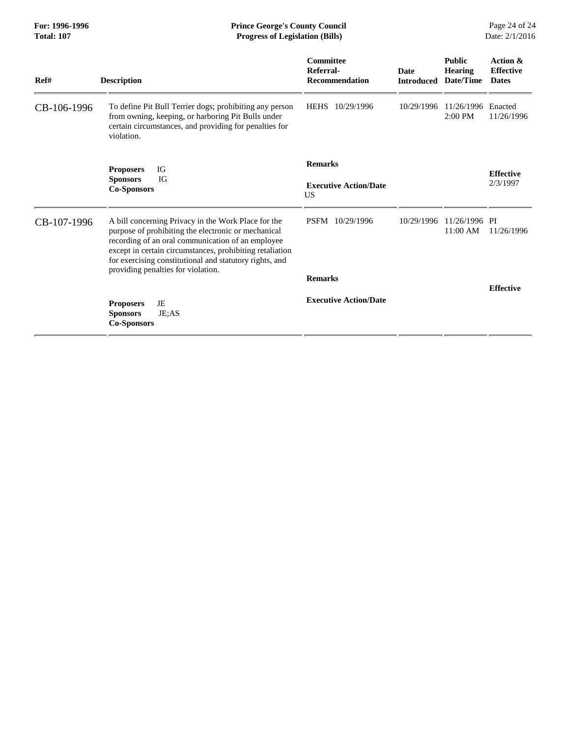| Ref# | Description | Committee Referral-Recommendation | Date Introduced | Public Hearing Date/Time | Action & Effective Dates |
|---|---|---|---|---|---|
| CB-106-1996 | To define Pit Bull Terrier dogs; prohibiting any person from owning, keeping, or harboring Pit Bulls under certain circumstances, and providing for penalties for violation. | HEHS 10/29/1996 | 10/29/1996 | 11/26/1996 2:00 PM | Enacted 11/26/1996 |
| | **Proposers** IG<br>**Sponsors** IG<br>**Co-Sponsors** | **Remarks**<br><br>**Executive Action/Date**<br>US | | | **Effective**<br>2/3/1997 |
| CB-107-1996 | A bill concerning Privacy in the Work Place for the purpose of prohibiting the electronic or mechanical recording of an oral communication of an employee except in certain circumstances, prohibiting retaliation for exercising constitutional and statutory rights, and providing penalties for violation. | PSFM 10/29/1996 | 10/29/1996 | 11/26/1996 11:00 AM | PI 11/26/1996 |
| | **Proposers** JE<br>**Sponsors** JE;AS<br>**Co-Sponsors** | **Remarks**<br><br>**Executive Action/Date** | | | **Effective** |